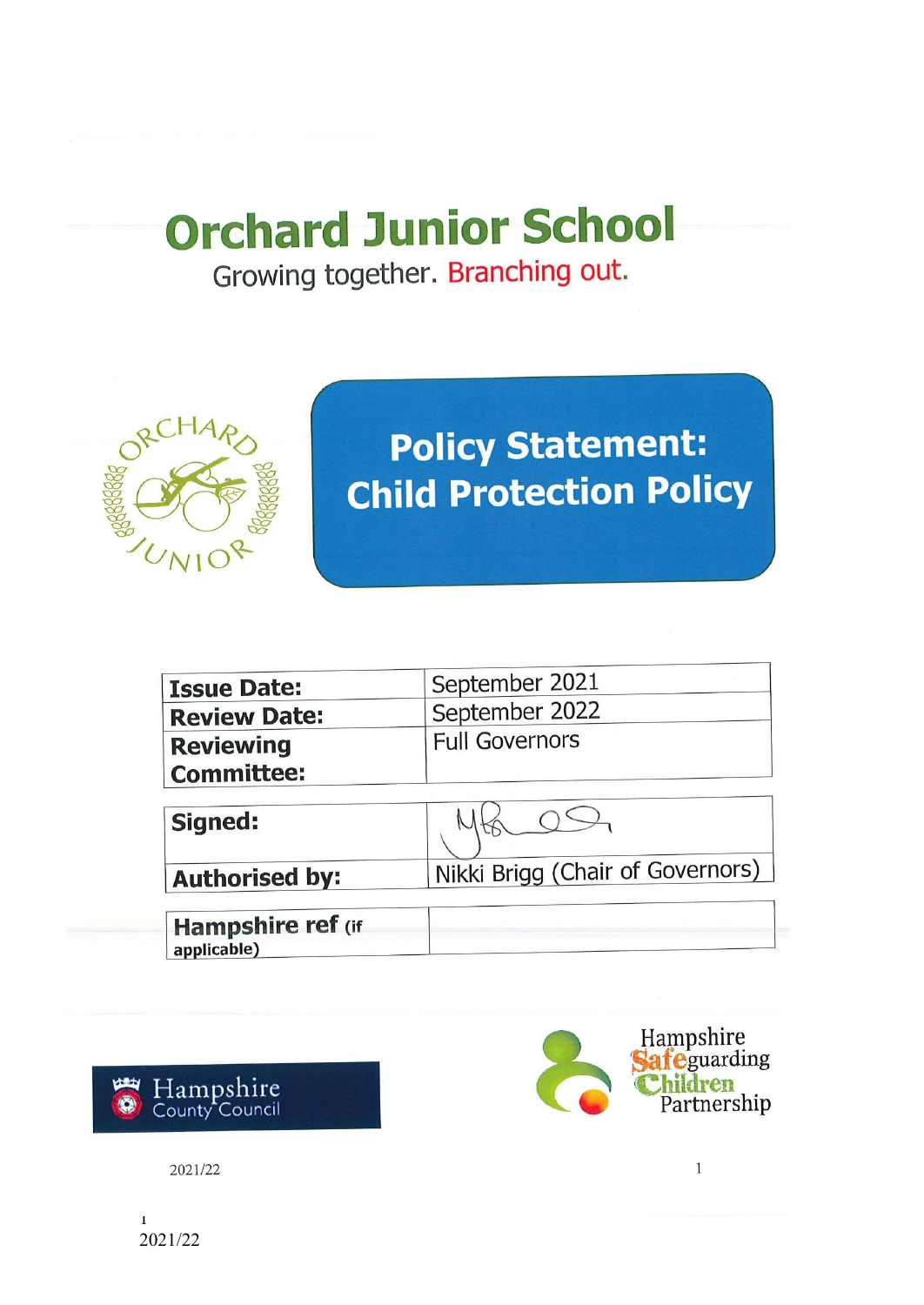# Orchard Junior School

Growing together. Branching out.

ORCHARD JUNIOR

## Policy Statement: Child Protection Policy

| | |
|---|---|
| **Issue Date:** | September 2021 |
| **Review Date:** | September 2022 |
| **Reviewing Committee:** | Full Governors |
| **Signed:** | |
| **Authorised by:** | Nikki Brigg (Chair of Governors) |
| **Hampshire ref** (if applicable) | |

Hampshire County Council

Hampshire Safeguarding Children Partnership

2021/22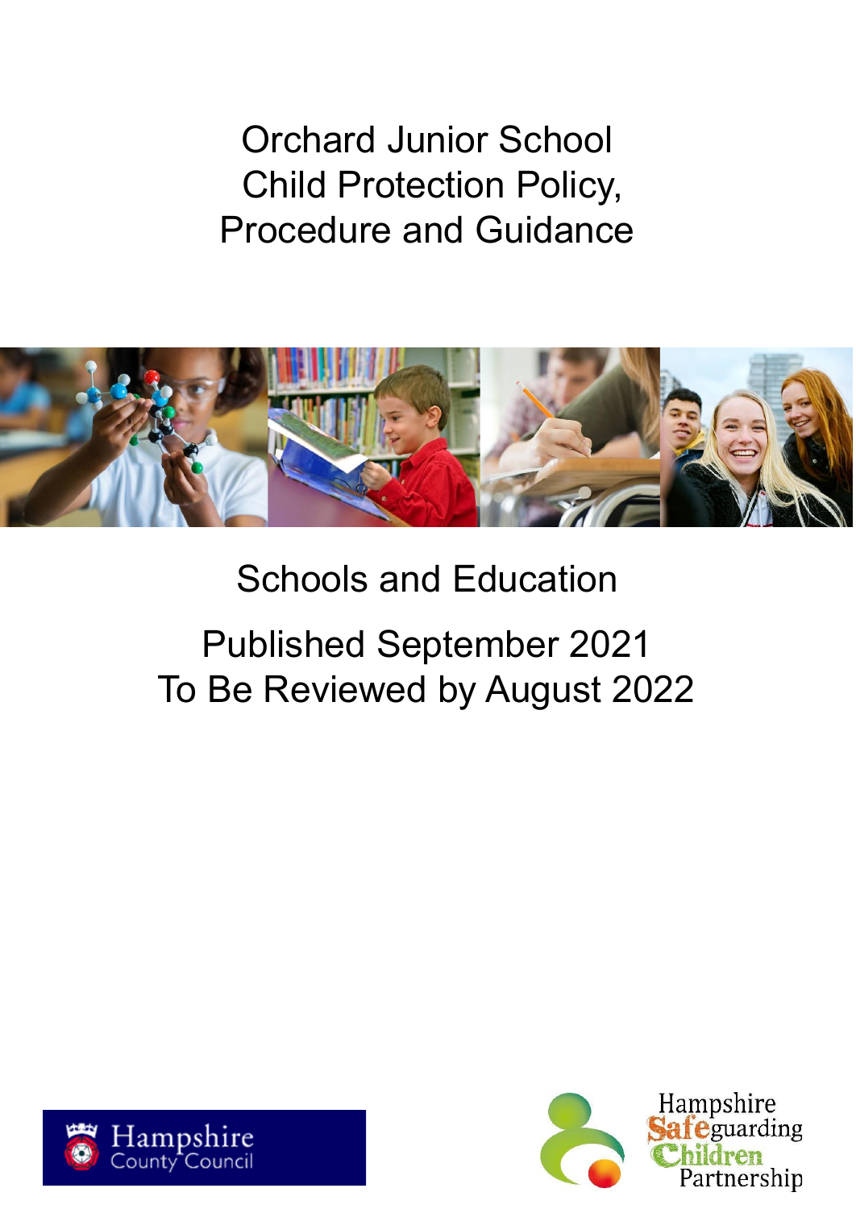# Orchard Junior School Child Protection Policy, Procedure and Guidance

Schools and Education

Published September 2021
To Be Reviewed by August 2022

Hampshire County Council

Hampshire Safeguarding Children Partnership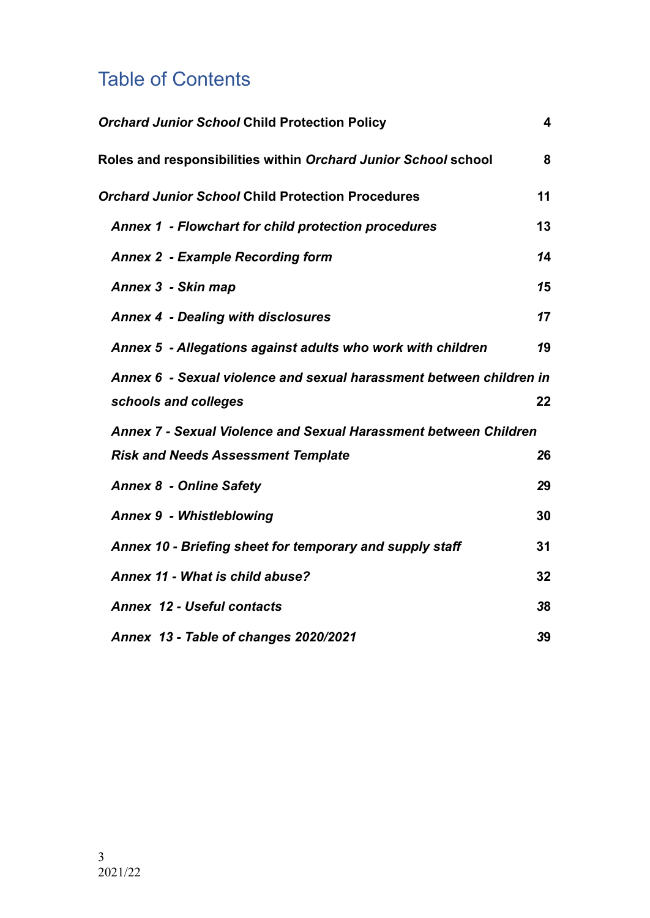# Table of Contents

| | |
|---|---|
| ***Orchard Junior School* Child Protection Policy** | **4** |
| **Roles and responsibilities within *Orchard Junior School* school** | **8** |
| ***Orchard Junior School* Child Protection Procedures** | **11** |
| ***Annex 1 - Flowchart for child protection procedures*** | **13** |
| ***Annex 2 - Example Recording form*** | ***14*** |
| ***Annex 3 - Skin map*** | ***15*** |
| ***Annex 4 - Dealing with disclosures*** | ***17*** |
| ***Annex 5 - Allegations against adults who work with children*** | ***19*** |
| ***Annex 6 - Sexual violence and sexual harassment between children in schools and colleges*** | **22** |
| ***Annex 7 - Sexual Violence and Sexual Harassment between Children Risk and Needs Assessment Template*** | ***26*** |
| ***Annex 8 - Online Safety*** | ***29*** |
| ***Annex 9 - Whistleblowing*** | **30** |
| ***Annex 10 - Briefing sheet for temporary and supply staff*** | **31** |
| ***Annex 11 - What is child abuse?*** | **32** |
| ***Annex 12 - Useful contacts*** | ***38*** |
| ***Annex 13 - Table of changes 2020/2021*** | ***39*** |

2021/22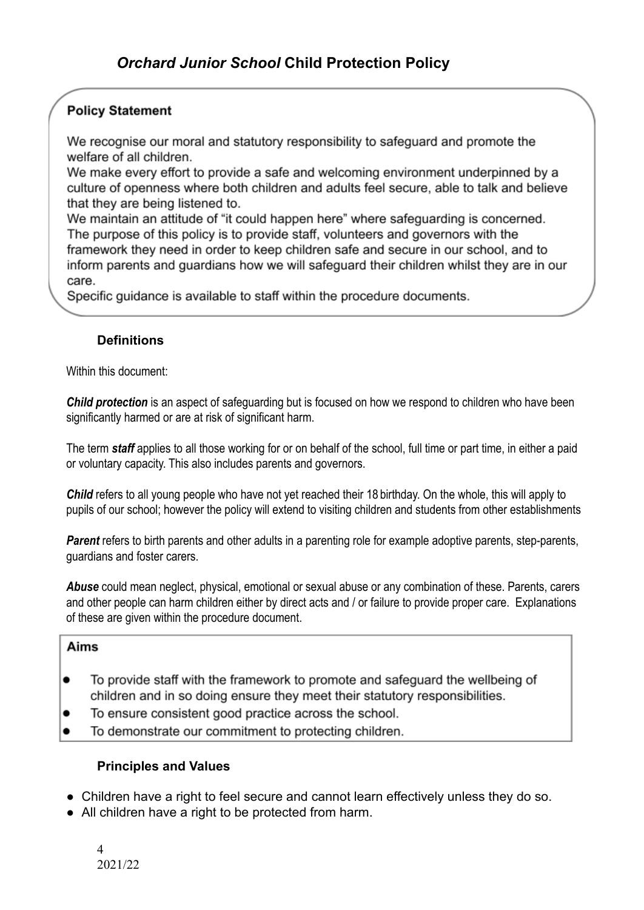# *Orchard Junior School* Child Protection Policy

**Policy Statement**

We recognise our moral and statutory responsibility to safeguard and promote the welfare of all children.
We make every effort to provide a safe and welcoming environment underpinned by a culture of openness where both children and adults feel secure, able to talk and believe that they are being listened to.
We maintain an attitude of "it could happen here" where safeguarding is concerned.
The purpose of this policy is to provide staff, volunteers and governors with the framework they need in order to keep children safe and secure in our school, and to inform parents and guardians how we will safeguard their children whilst they are in our care.
Specific guidance is available to staff within the procedure documents.

### Definitions

Within this document:

***Child protection*** is an aspect of safeguarding but is focused on how we respond to children who have been significantly harmed or are at risk of significant harm.

The term ***staff*** applies to all those working for or on behalf of the school, full time or part time, in either a paid or voluntary capacity. This also includes parents and governors.

***Child*** refers to all young people who have not yet reached their 18 birthday. On the whole, this will apply to pupils of our school; however the policy will extend to visiting children and students from other establishments

***Parent*** refers to birth parents and other adults in a parenting role for example adoptive parents, step-parents, guardians and foster carers.

***Abuse*** could mean neglect, physical, emotional or sexual abuse or any combination of these. Parents, carers and other people can harm children either by direct acts and / or failure to provide proper care. Explanations of these are given within the procedure document.

**Aims**

- To provide staff with the framework to promote and safeguard the wellbeing of children and in so doing ensure they meet their statutory responsibilities.
- To ensure consistent good practice across the school.
- To demonstrate our commitment to protecting children.

### Principles and Values

- Children have a right to feel secure and cannot learn effectively unless they do so.
- All children have a right to be protected from harm.

2021/22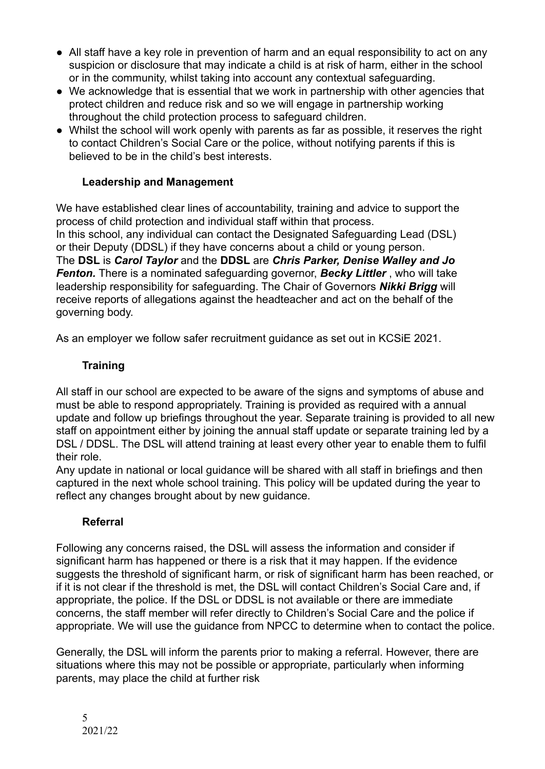- All staff have a key role in prevention of harm and an equal responsibility to act on any suspicion or disclosure that may indicate a child is at risk of harm, either in the school or in the community, whilst taking into account any contextual safeguarding.
- We acknowledge that is essential that we work in partnership with other agencies that protect children and reduce risk and so we will engage in partnership working throughout the child protection process to safeguard children.
- Whilst the school will work openly with parents as far as possible, it reserves the right to contact Children's Social Care or the police, without notifying parents if this is believed to be in the child's best interests.

### Leadership and Management

We have established clear lines of accountability, training and advice to support the process of child protection and individual staff within that process.
In this school, any individual can contact the Designated Safeguarding Lead (DSL) or their Deputy (DDSL) if they have concerns about a child or young person.
The **DSL** is ***Carol Taylor*** and the **DDSL** are ***Chris Parker, Denise Walley and Jo Fenton.*** There is a nominated safeguarding governor, ***Becky Littler*** , who will take leadership responsibility for safeguarding. The Chair of Governors ***Nikki Brigg*** will receive reports of allegations against the headteacher and act on the behalf of the governing body.

As an employer we follow safer recruitment guidance as set out in KCSiE 2021.

### Training

All staff in our school are expected to be aware of the signs and symptoms of abuse and must be able to respond appropriately. Training is provided as required with a annual update and follow up briefings throughout the year. Separate training is provided to all new staff on appointment either by joining the annual staff update or separate training led by a DSL / DDSL. The DSL will attend training at least every other year to enable them to fulfil their role.
Any update in national or local guidance will be shared with all staff in briefings and then captured in the next whole school training. This policy will be updated during the year to reflect any changes brought about by new guidance.

### Referral

Following any concerns raised, the DSL will assess the information and consider if significant harm has happened or there is a risk that it may happen. If the evidence suggests the threshold of significant harm, or risk of significant harm has been reached, or if it is not clear if the threshold is met, the DSL will contact Children's Social Care and, if appropriate, the police. If the DSL or DDSL is not available or there are immediate concerns, the staff member will refer directly to Children's Social Care and the police if appropriate. We will use the guidance from NPCC to determine when to contact the police.

Generally, the DSL will inform the parents prior to making a referral. However, there are situations where this may not be possible or appropriate, particularly when informing parents, may place the child at further risk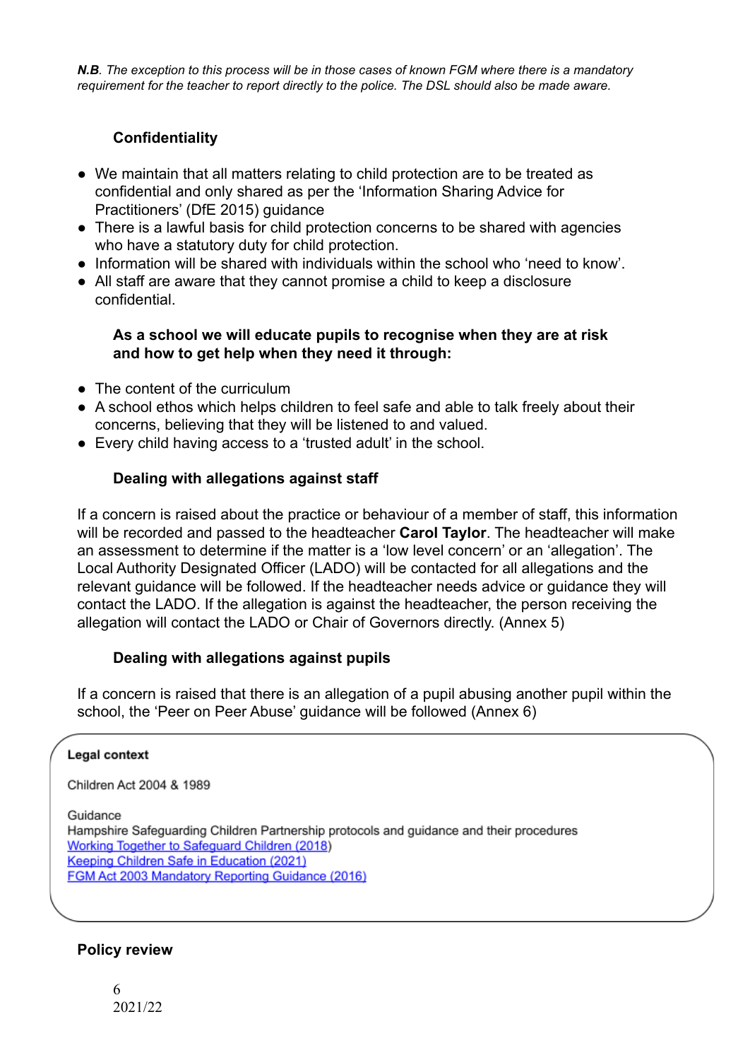***N.B**. The exception to this process will be in those cases of known FGM where there is a mandatory requirement for the teacher to report directly to the police. The DSL should also be made aware.*

### Confidentiality

- We maintain that all matters relating to child protection are to be treated as confidential and only shared as per the 'Information Sharing Advice for Practitioners' (DfE 2015) guidance
- There is a lawful basis for child protection concerns to be shared with agencies who have a statutory duty for child protection.
- Information will be shared with individuals within the school who 'need to know'.
- All staff are aware that they cannot promise a child to keep a disclosure confidential.

### As a school we will educate pupils to recognise when they are at risk and how to get help when they need it through:

- The content of the curriculum
- A school ethos which helps children to feel safe and able to talk freely about their concerns, believing that they will be listened to and valued.
- Every child having access to a 'trusted adult' in the school.

### Dealing with allegations against staff

If a concern is raised about the practice or behaviour of a member of staff, this information will be recorded and passed to the headteacher **Carol Taylor**. The headteacher will make an assessment to determine if the matter is a 'low level concern' or an 'allegation'. The Local Authority Designated Officer (LADO) will be contacted for all allegations and the relevant guidance will be followed. If the headteacher needs advice or guidance they will contact the LADO. If the allegation is against the headteacher, the person receiving the allegation will contact the LADO or Chair of Governors directly. (Annex 5)

### Dealing with allegations against pupils

If a concern is raised that there is an allegation of a pupil abusing another pupil within the school, the 'Peer on Peer Abuse' guidance will be followed (Annex 6)

**Legal context**

Children Act 2004 & 1989

Guidance
Hampshire Safeguarding Children Partnership protocols and guidance and their procedures
Working Together to Safeguard Children (2018)
Keeping Children Safe in Education (2021)
FGM Act 2003 Mandatory Reporting Guidance (2016)

### Policy review

2021/22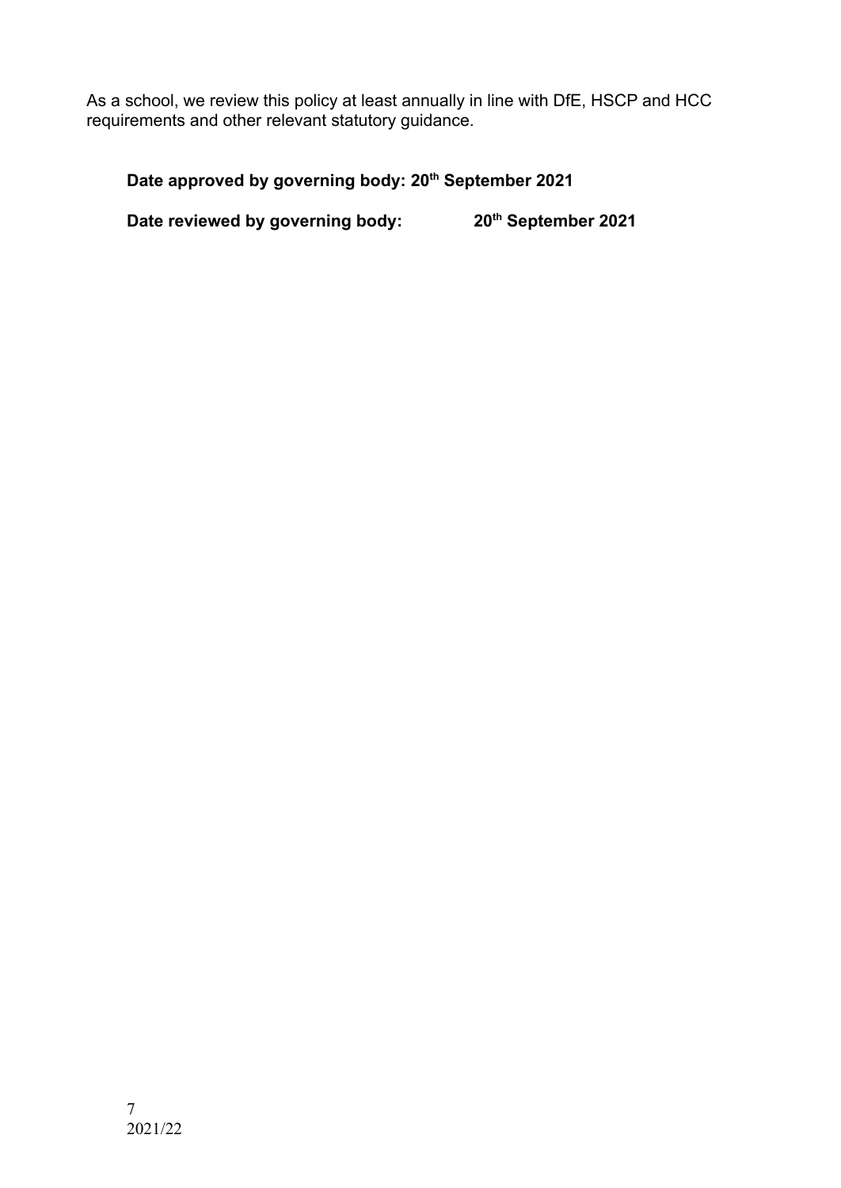As a school, we review this policy at least annually in line with DfE, HSCP and HCC requirements and other relevant statutory guidance.

**Date approved by governing body: 20th September 2021**

**Date reviewed by governing body: 20th September 2021**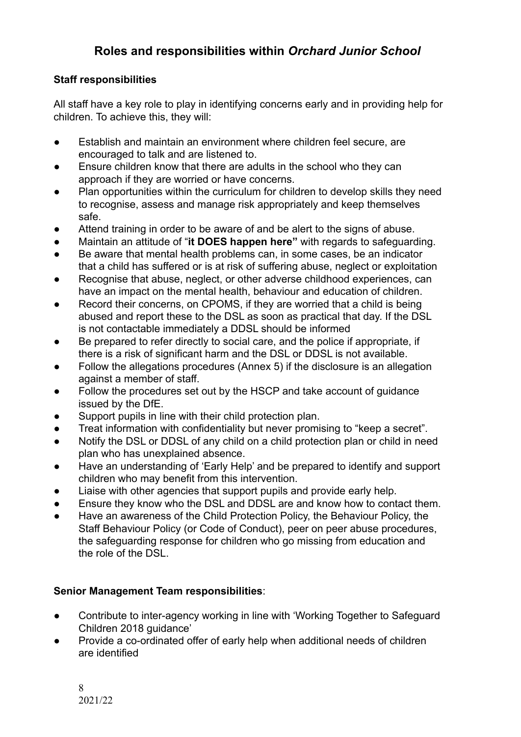# Roles and responsibilities within *Orchard Junior School*

### Staff responsibilities

All staff have a key role to play in identifying concerns early and in providing help for children. To achieve this, they will:

- Establish and maintain an environment where children feel secure, are encouraged to talk and are listened to.
- Ensure children know that there are adults in the school who they can approach if they are worried or have concerns.
- Plan opportunities within the curriculum for children to develop skills they need to recognise, assess and manage risk appropriately and keep themselves safe.
- Attend training in order to be aware of and be alert to the signs of abuse.
- Maintain an attitude of "**it DOES happen here"** with regards to safeguarding.
- Be aware that mental health problems can, in some cases, be an indicator that a child has suffered or is at risk of suffering abuse, neglect or exploitation
- Recognise that abuse, neglect, or other adverse childhood experiences, can have an impact on the mental health, behaviour and education of children.
- Record their concerns, on CPOMS, if they are worried that a child is being abused and report these to the DSL as soon as practical that day. If the DSL is not contactable immediately a DDSL should be informed
- Be prepared to refer directly to social care, and the police if appropriate, if there is a risk of significant harm and the DSL or DDSL is not available.
- Follow the allegations procedures (Annex 5) if the disclosure is an allegation against a member of staff.
- Follow the procedures set out by the HSCP and take account of guidance issued by the DfE.
- Support pupils in line with their child protection plan.
- Treat information with confidentiality but never promising to "keep a secret".
- Notify the DSL or DDSL of any child on a child protection plan or child in need plan who has unexplained absence.
- Have an understanding of 'Early Help' and be prepared to identify and support children who may benefit from this intervention.
- Liaise with other agencies that support pupils and provide early help.
- Ensure they know who the DSL and DDSL are and know how to contact them.
- Have an awareness of the Child Protection Policy, the Behaviour Policy, the Staff Behaviour Policy (or Code of Conduct), peer on peer abuse procedures, the safeguarding response for children who go missing from education and the role of the DSL.

### Senior Management Team responsibilities:

- Contribute to inter-agency working in line with 'Working Together to Safeguard Children 2018 guidance'
- Provide a co-ordinated offer of early help when additional needs of children are identified

2021/22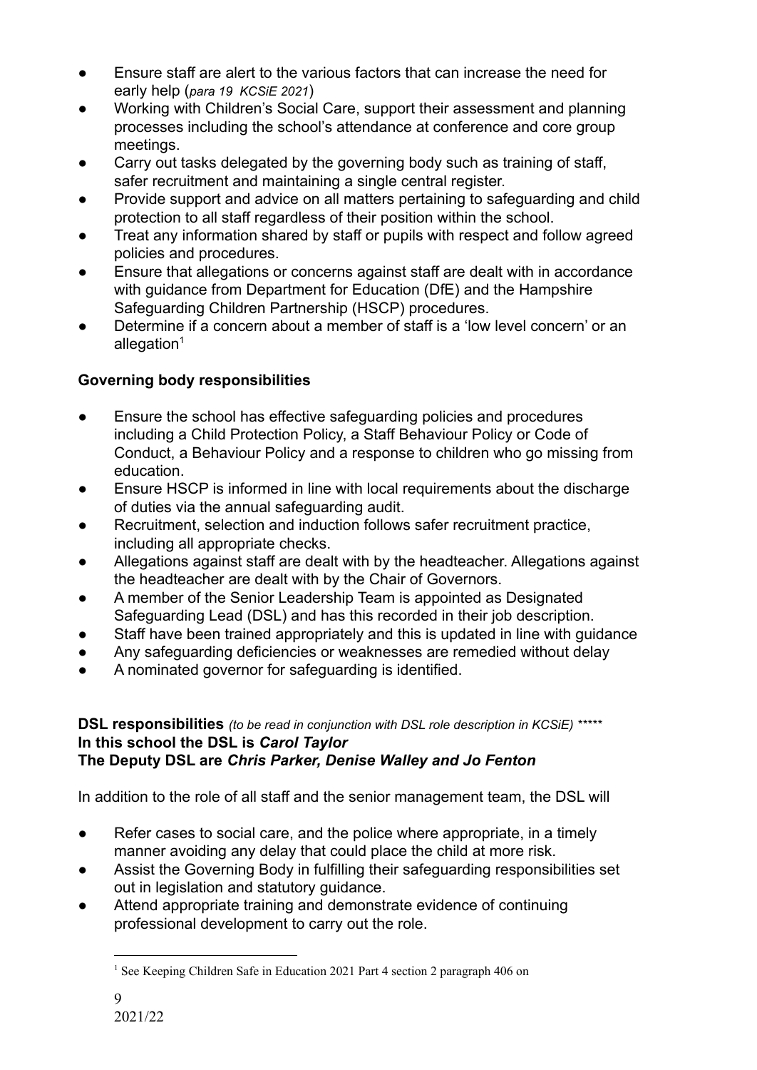- Ensure staff are alert to the various factors that can increase the need for early help (*para 19 KCSiE 2021*)
- Working with Children's Social Care, support their assessment and planning processes including the school's attendance at conference and core group meetings.
- Carry out tasks delegated by the governing body such as training of staff, safer recruitment and maintaining a single central register.
- Provide support and advice on all matters pertaining to safeguarding and child protection to all staff regardless of their position within the school.
- Treat any information shared by staff or pupils with respect and follow agreed policies and procedures.
- Ensure that allegations or concerns against staff are dealt with in accordance with guidance from Department for Education (DfE) and the Hampshire Safeguarding Children Partnership (HSCP) procedures.
- Determine if a concern about a member of staff is a 'low level concern' or an allegation[1]

**Governing body responsibilities**

- Ensure the school has effective safeguarding policies and procedures including a Child Protection Policy, a Staff Behaviour Policy or Code of Conduct, a Behaviour Policy and a response to children who go missing from education.
- Ensure HSCP is informed in line with local requirements about the discharge of duties via the annual safeguarding audit.
- Recruitment, selection and induction follows safer recruitment practice, including all appropriate checks.
- Allegations against staff are dealt with by the headteacher. Allegations against the headteacher are dealt with by the Chair of Governors.
- A member of the Senior Leadership Team is appointed as Designated Safeguarding Lead (DSL) and has this recorded in their job description.
- Staff have been trained appropriately and this is updated in line with guidance
- Any safeguarding deficiencies or weaknesses are remedied without delay
- A nominated governor for safeguarding is identified.

**DSL responsibilities** *(to be read in conjunction with DSL role description in KCSiE) \*\*\*\*\**
**In this school the DSL is *Carol Taylor***
**The Deputy DSL are *Chris Parker, Denise Walley and Jo Fenton***

In addition to the role of all staff and the senior management team, the DSL will

- Refer cases to social care, and the police where appropriate, in a timely manner avoiding any delay that could place the child at more risk.
- Assist the Governing Body in fulfilling their safeguarding responsibilities set out in legislation and statutory guidance.
- Attend appropriate training and demonstrate evidence of continuing professional development to carry out the role.

---

[1] See Keeping Children Safe in Education 2021 Part 4 section 2 paragraph 406 on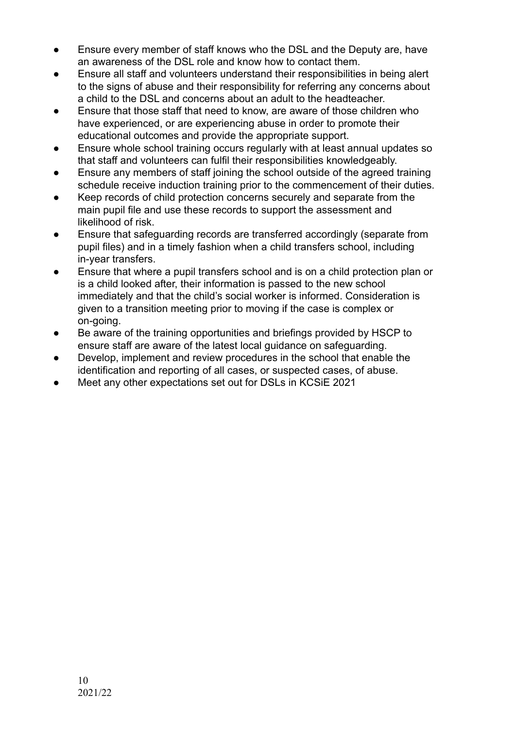- Ensure every member of staff knows who the DSL and the Deputy are, have an awareness of the DSL role and know how to contact them.
- Ensure all staff and volunteers understand their responsibilities in being alert to the signs of abuse and their responsibility for referring any concerns about a child to the DSL and concerns about an adult to the headteacher.
- Ensure that those staff that need to know, are aware of those children who have experienced, or are experiencing abuse in order to promote their educational outcomes and provide the appropriate support.
- Ensure whole school training occurs regularly with at least annual updates so that staff and volunteers can fulfil their responsibilities knowledgeably.
- Ensure any members of staff joining the school outside of the agreed training schedule receive induction training prior to the commencement of their duties.
- Keep records of child protection concerns securely and separate from the main pupil file and use these records to support the assessment and likelihood of risk.
- Ensure that safeguarding records are transferred accordingly (separate from pupil files) and in a timely fashion when a child transfers school, including in-year transfers.
- Ensure that where a pupil transfers school and is on a child protection plan or is a child looked after, their information is passed to the new school immediately and that the child's social worker is informed. Consideration is given to a transition meeting prior to moving if the case is complex or on-going.
- Be aware of the training opportunities and briefings provided by HSCP to ensure staff are aware of the latest local guidance on safeguarding.
- Develop, implement and review procedures in the school that enable the identification and reporting of all cases, or suspected cases, of abuse.
- Meet any other expectations set out for DSLs in KCSiE 2021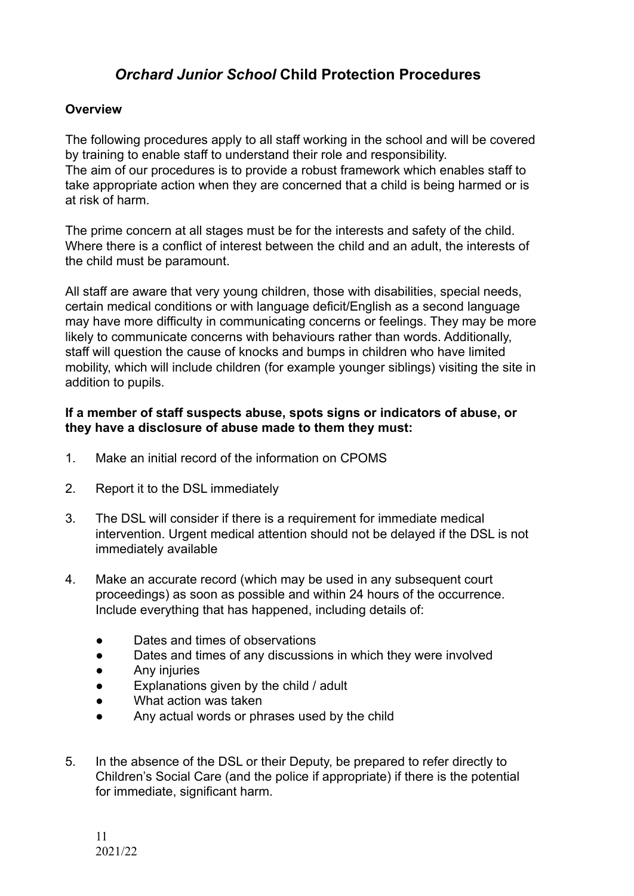# *Orchard Junior School* Child Protection Procedures

**Overview**

The following procedures apply to all staff working in the school and will be covered by training to enable staff to understand their role and responsibility.
The aim of our procedures is to provide a robust framework which enables staff to take appropriate action when they are concerned that a child is being harmed or is at risk of harm.

The prime concern at all stages must be for the interests and safety of the child. Where there is a conflict of interest between the child and an adult, the interests of the child must be paramount.

All staff are aware that very young children, those with disabilities, special needs, certain medical conditions or with language deficit/English as a second language may have more difficulty in communicating concerns or feelings. They may be more likely to communicate concerns with behaviours rather than words. Additionally, staff will question the cause of knocks and bumps in children who have limited mobility, which will include children (for example younger siblings) visiting the site in addition to pupils.

**If a member of staff suspects abuse, spots signs or indicators of abuse, or they have a disclosure of abuse made to them they must:**

1. Make an initial record of the information on CPOMS

2. Report it to the DSL immediately

3. The DSL will consider if there is a requirement for immediate medical intervention. Urgent medical attention should not be delayed if the DSL is not immediately available

4. Make an accurate record (which may be used in any subsequent court proceedings) as soon as possible and within 24 hours of the occurrence. Include everything that has happened, including details of:

    - Dates and times of observations
    - Dates and times of any discussions in which they were involved
    - Any injuries
    - Explanations given by the child / adult
    - What action was taken
    - Any actual words or phrases used by the child

5. In the absence of the DSL or their Deputy, be prepared to refer directly to Children's Social Care (and the police if appropriate) if there is the potential for immediate, significant harm.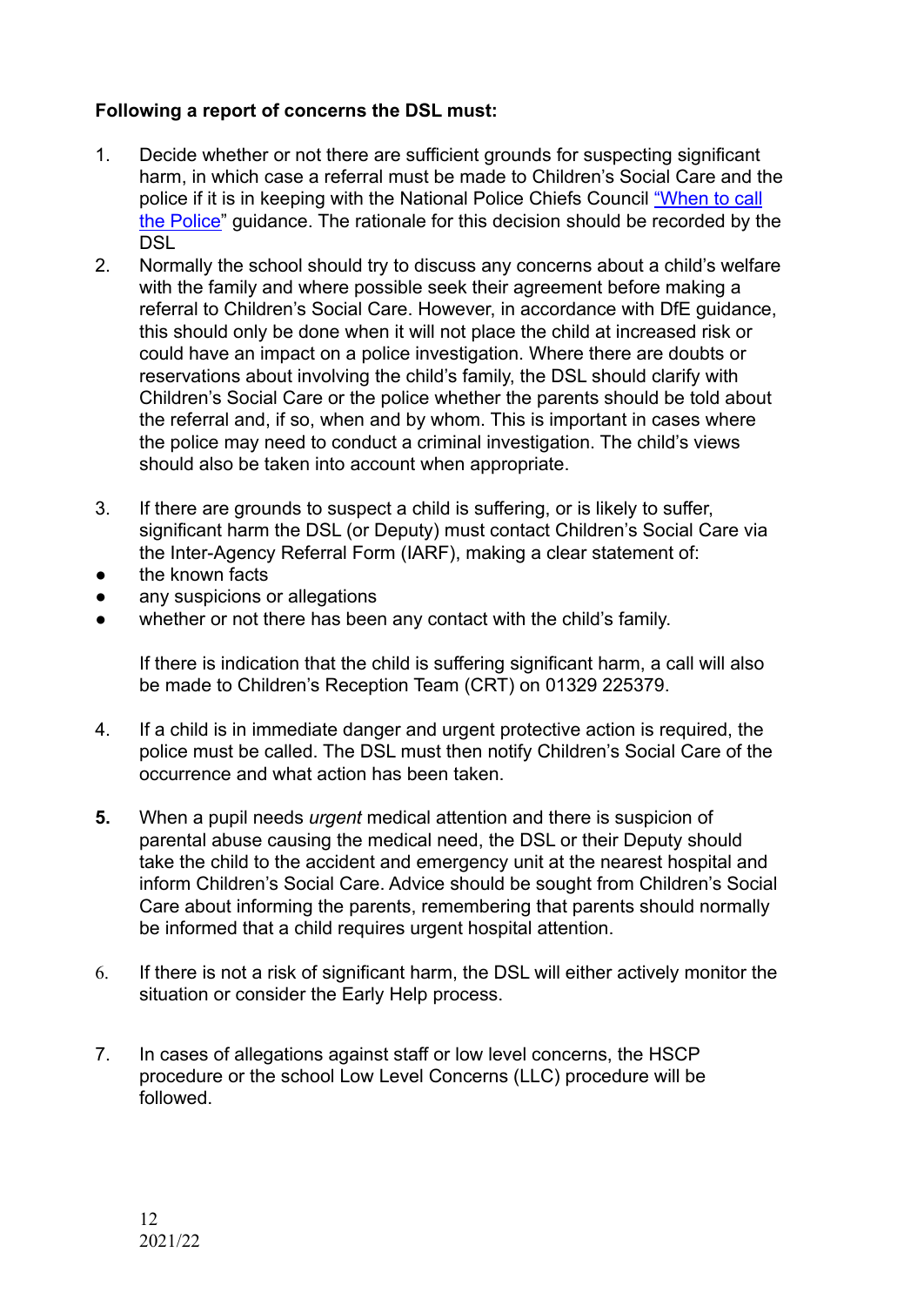**Following a report of concerns the DSL must:**

1. Decide whether or not there are sufficient grounds for suspecting significant harm, in which case a referral must be made to Children's Social Care and the police if it is in keeping with the National Police Chiefs Council "When to call the Police" guidance. The rationale for this decision should be recorded by the DSL
2. Normally the school should try to discuss any concerns about a child's welfare with the family and where possible seek their agreement before making a referral to Children's Social Care. However, in accordance with DfE guidance, this should only be done when it will not place the child at increased risk or could have an impact on a police investigation. Where there are doubts or reservations about involving the child's family, the DSL should clarify with Children's Social Care or the police whether the parents should be told about the referral and, if so, when and by whom. This is important in cases where the police may need to conduct a criminal investigation. The child's views should also be taken into account when appropriate.

3. If there are grounds to suspect a child is suffering, or is likely to suffer, significant harm the DSL (or Deputy) must contact Children's Social Care via the Inter-Agency Referral Form (IARF), making a clear statement of:

- the known facts
- any suspicions or allegations
- whether or not there has been any contact with the child's family.

   If there is indication that the child is suffering significant harm, a call will also be made to Children's Reception Team (CRT) on 01329 225379.

4. If a child is in immediate danger and urgent protective action is required, the police must be called. The DSL must then notify Children's Social Care of the occurrence and what action has been taken.

5. When a pupil needs *urgent* medical attention and there is suspicion of parental abuse causing the medical need, the DSL or their Deputy should take the child to the accident and emergency unit at the nearest hospital and inform Children's Social Care. Advice should be sought from Children's Social Care about informing the parents, remembering that parents should normally be informed that a child requires urgent hospital attention.

6. If there is not a risk of significant harm, the DSL will either actively monitor the situation or consider the Early Help process.

7. In cases of allegations against staff or low level concerns, the HSCP procedure or the school Low Level Concerns (LLC) procedure will be followed.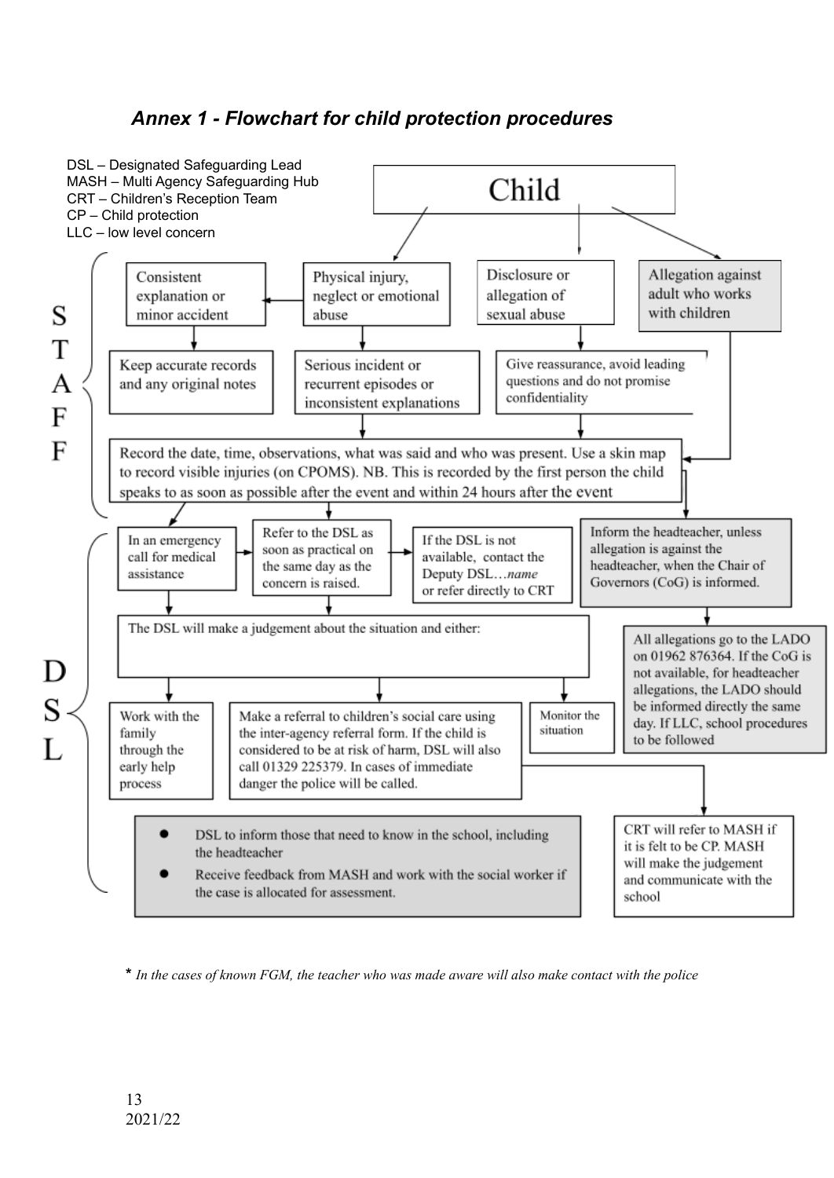### *Annex 1 - Flowchart for child protection procedures*

DSL – Designated Safeguarding Lead
MASH – Multi Agency Safeguarding Hub
CRT – Children's Reception Team
CP – Child protection
LLC – low level concern

Child

**STAFF**

- Physical injury, neglect or emotional abuse
  - Consistent explanation or minor accident
    - Keep accurate records and any original notes
  - Serious incident or recurrent episodes or inconsistent explanations
- Disclosure or allegation of sexual abuse
  - Give reassurance, avoid leading questions and do not promise confidentiality
- Allegation against adult who works with children

Record the date, time, observations, what was said and who was present. Use a skin map to record visible injuries (on CPOMS). NB. This is recorded by the first person the child speaks to as soon as possible after the event and within 24 hours after the event

**DSL**

- In an emergency call for medical assistance
- Refer to the DSL as soon as practical on the same day as the concern is raised.
  - If the DSL is not available, contact the Deputy DSL…*name* or refer directly to CRT
- Inform the headteacher, unless allegation is against the headteacher, when the Chair of Governors (CoG) is informed.
  - All allegations go to the LADO on 01962 876364. If the CoG is not available, for headteacher allegations, the LADO should be informed directly the same day. If LLC, school procedures to be followed

The DSL will make a judgement about the situation and either:

- Work with the family through the early help process
- Make a referral to children's social care using the inter-agency referral form. If the child is considered to be at risk of harm, DSL will also call 01329 225379. In cases of immediate danger the police will be called.
  - CRT will refer to MASH if it is felt to be CP. MASH will make the judgement and communicate with the school
- Monitor the situation

- DSL to inform those that need to know in the school, including the headteacher
- Receive feedback from MASH and work with the social worker if the case is allocated for assessment.

\* *In the cases of known FGM, the teacher who was made aware will also make contact with the police*

2021/22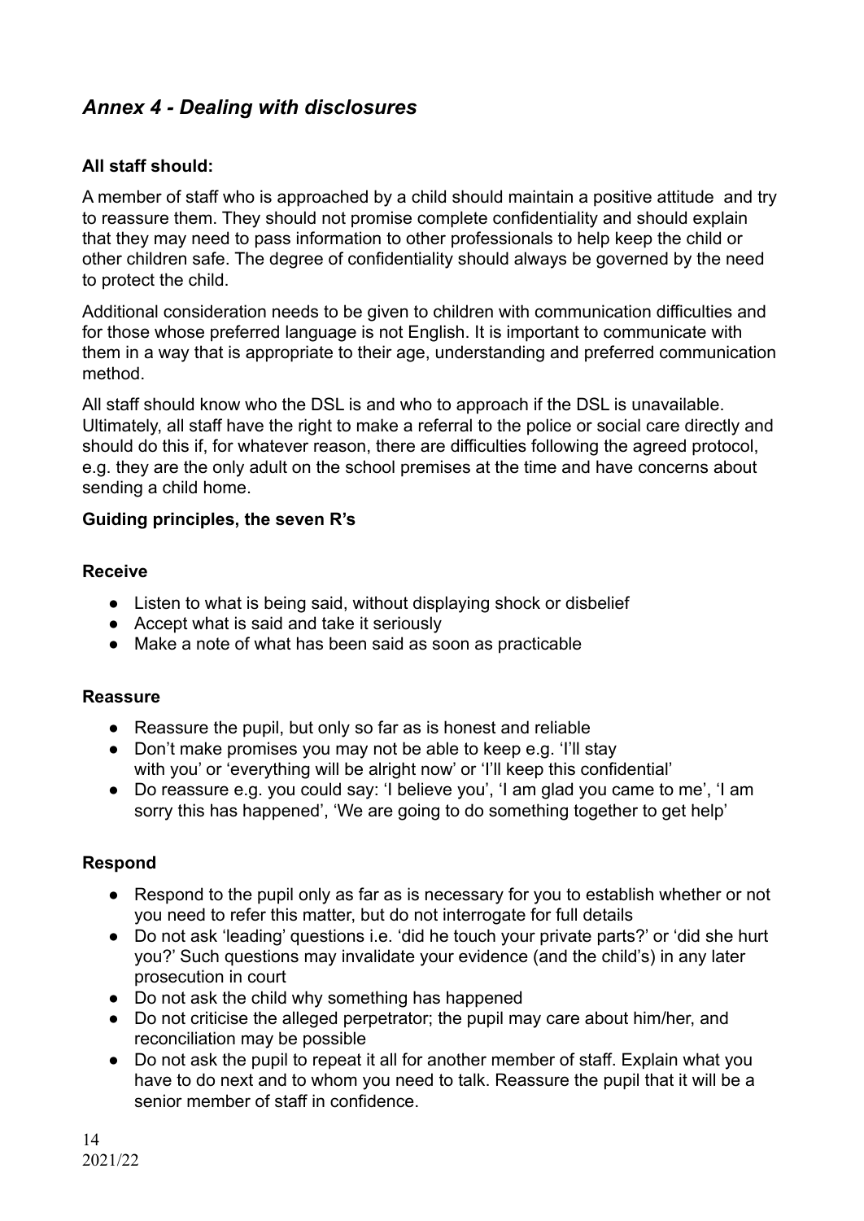## *Annex 4 - Dealing with disclosures*

**All staff should:**

A member of staff who is approached by a child should maintain a positive attitude and try to reassure them. They should not promise complete confidentiality and should explain that they may need to pass information to other professionals to help keep the child or other children safe. The degree of confidentiality should always be governed by the need to protect the child.

Additional consideration needs to be given to children with communication difficulties and for those whose preferred language is not English. It is important to communicate with them in a way that is appropriate to their age, understanding and preferred communication method.

All staff should know who the DSL is and who to approach if the DSL is unavailable. Ultimately, all staff have the right to make a referral to the police or social care directly and should do this if, for whatever reason, there are difficulties following the agreed protocol, e.g. they are the only adult on the school premises at the time and have concerns about sending a child home.

**Guiding principles, the seven R's**

**Receive**

- Listen to what is being said, without displaying shock or disbelief
- Accept what is said and take it seriously
- Make a note of what has been said as soon as practicable

**Reassure**

- Reassure the pupil, but only so far as is honest and reliable
- Don't make promises you may not be able to keep e.g. 'I'll stay with you' or 'everything will be alright now' or 'I'll keep this confidential'
- Do reassure e.g. you could say: 'I believe you', 'I am glad you came to me', 'I am sorry this has happened', 'We are going to do something together to get help'

**Respond**

- Respond to the pupil only as far as is necessary for you to establish whether or not you need to refer this matter, but do not interrogate for full details
- Do not ask 'leading' questions i.e. 'did he touch your private parts?' or 'did she hurt you?' Such questions may invalidate your evidence (and the child's) in any later prosecution in court
- Do not ask the child why something has happened
- Do not criticise the alleged perpetrator; the pupil may care about him/her, and reconciliation may be possible
- Do not ask the pupil to repeat it all for another member of staff. Explain what you have to do next and to whom you need to talk. Reassure the pupil that it will be a senior member of staff in confidence.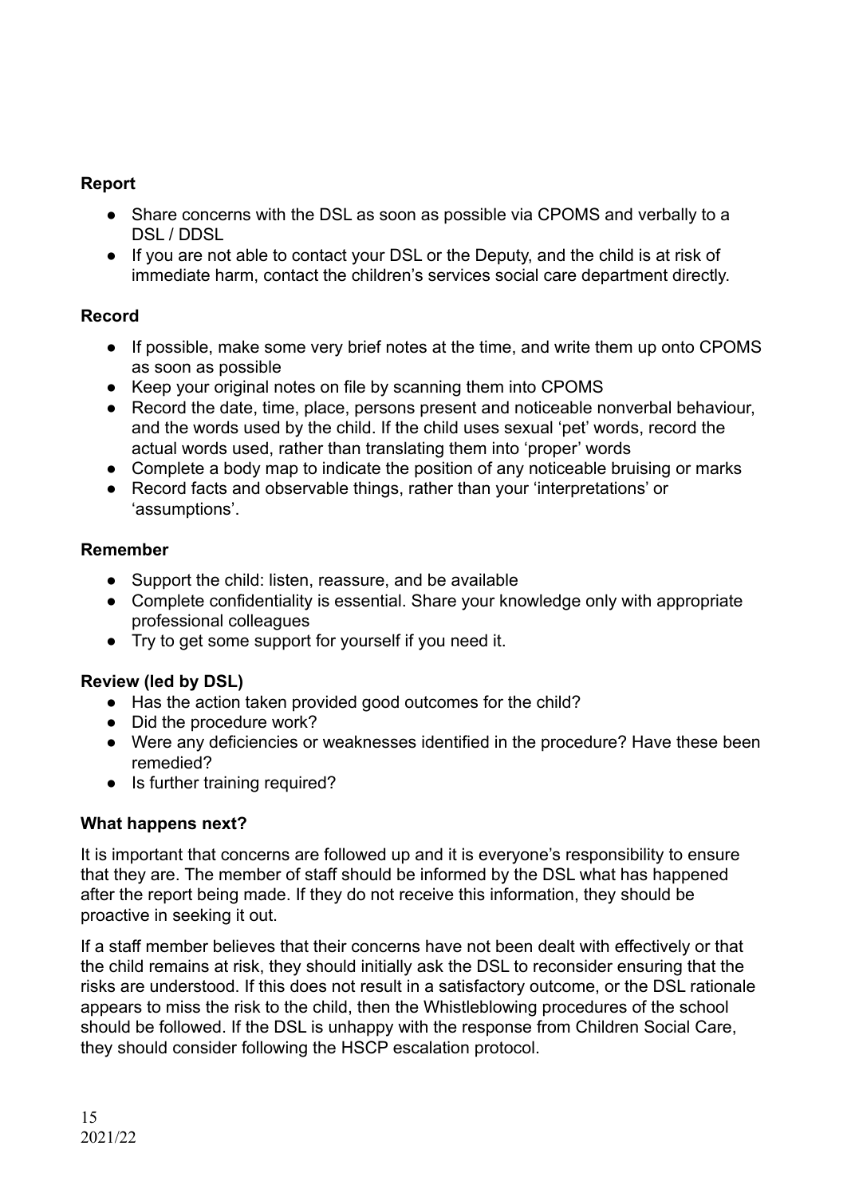**Report**

- Share concerns with the DSL as soon as possible via CPOMS and verbally to a DSL / DDSL
- If you are not able to contact your DSL or the Deputy, and the child is at risk of immediate harm, contact the children's services social care department directly.

**Record**

- If possible, make some very brief notes at the time, and write them up onto CPOMS as soon as possible
- Keep your original notes on file by scanning them into CPOMS
- Record the date, time, place, persons present and noticeable nonverbal behaviour, and the words used by the child. If the child uses sexual 'pet' words, record the actual words used, rather than translating them into 'proper' words
- Complete a body map to indicate the position of any noticeable bruising or marks
- Record facts and observable things, rather than your 'interpretations' or 'assumptions'.

**Remember**

- Support the child: listen, reassure, and be available
- Complete confidentiality is essential. Share your knowledge only with appropriate professional colleagues
- Try to get some support for yourself if you need it.

**Review (led by DSL)**

- Has the action taken provided good outcomes for the child?
- Did the procedure work?
- Were any deficiencies or weaknesses identified in the procedure? Have these been remedied?
- Is further training required?

**What happens next?**

It is important that concerns are followed up and it is everyone's responsibility to ensure that they are. The member of staff should be informed by the DSL what has happened after the report being made. If they do not receive this information, they should be proactive in seeking it out.

If a staff member believes that their concerns have not been dealt with effectively or that the child remains at risk, they should initially ask the DSL to reconsider ensuring that the risks are understood. If this does not result in a satisfactory outcome, or the DSL rationale appears to miss the risk to the child, then the Whistleblowing procedures of the school should be followed. If the DSL is unhappy with the response from Children Social Care, they should consider following the HSCP escalation protocol.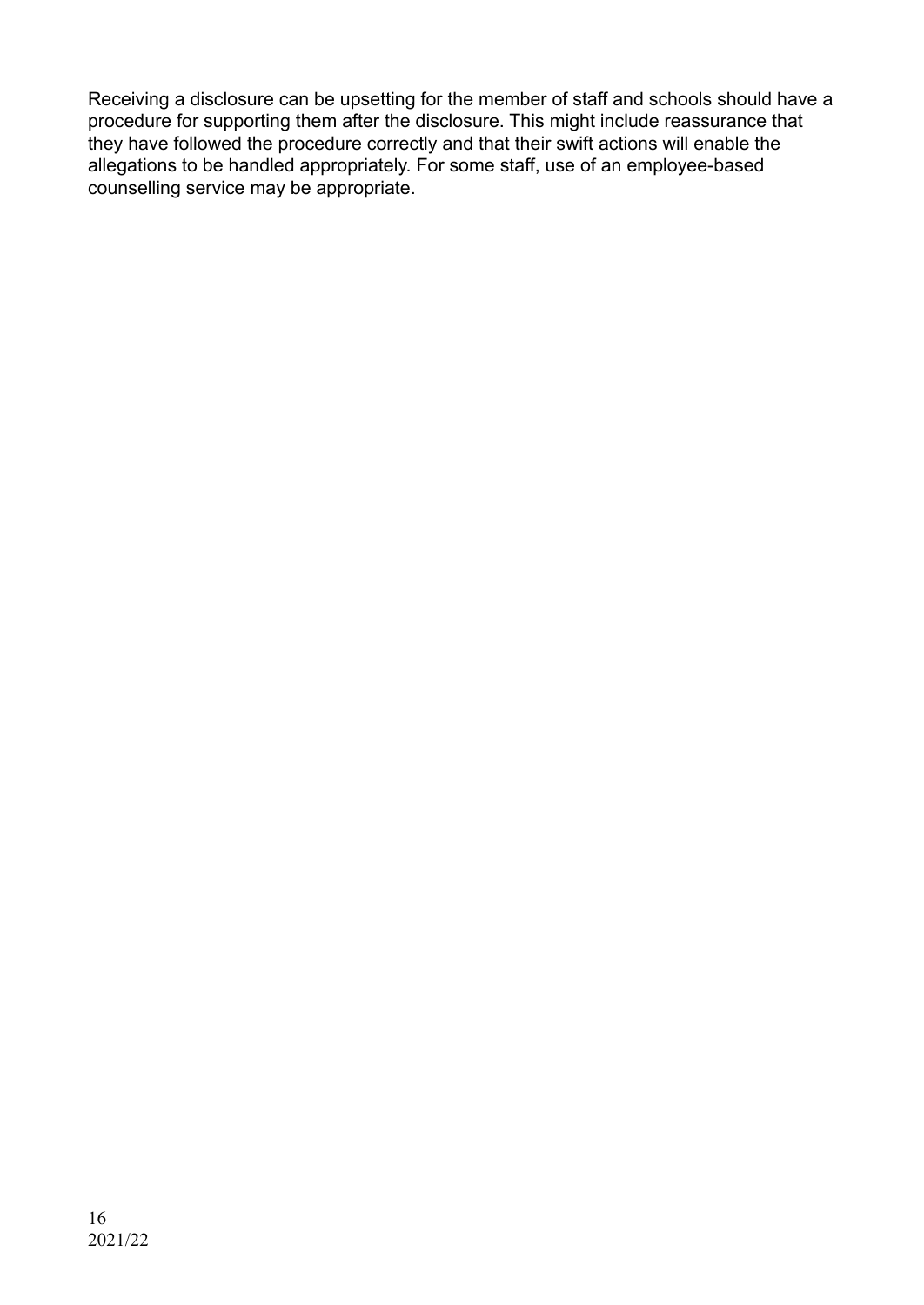Receiving a disclosure can be upsetting for the member of staff and schools should have a procedure for supporting them after the disclosure. This might include reassurance that they have followed the procedure correctly and that their swift actions will enable the allegations to be handled appropriately. For some staff, use of an employee-based counselling service may be appropriate.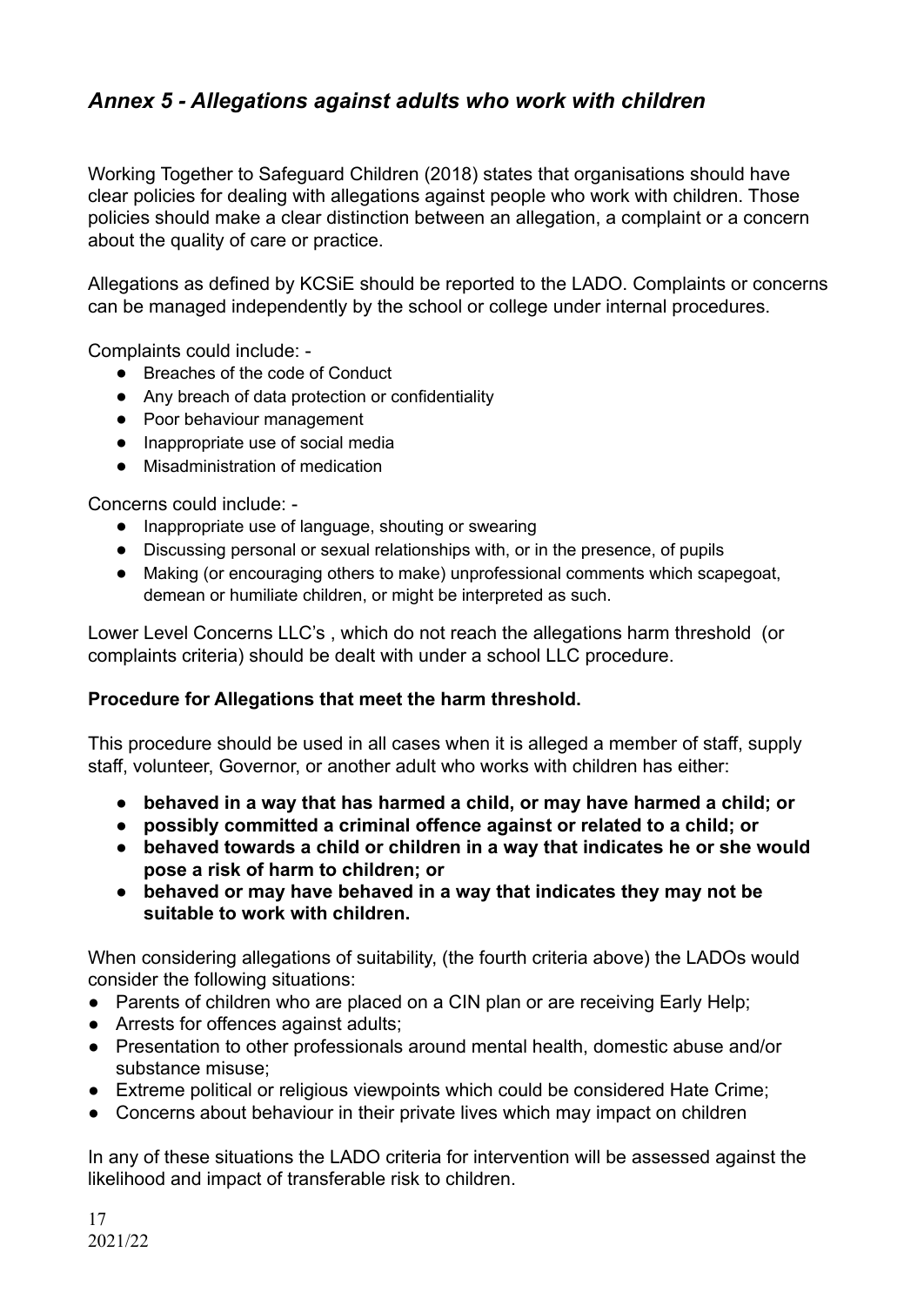## *Annex 5 - Allegations against adults who work with children*

Working Together to Safeguard Children (2018) states that organisations should have clear policies for dealing with allegations against people who work with children. Those policies should make a clear distinction between an allegation, a complaint or a concern about the quality of care or practice.

Allegations as defined by KCSiE should be reported to the LADO. Complaints or concerns can be managed independently by the school or college under internal procedures.

Complaints could include: -

- Breaches of the code of Conduct
- Any breach of data protection or confidentiality
- Poor behaviour management
- Inappropriate use of social media
- Misadministration of medication

Concerns could include: -

- Inappropriate use of language, shouting or swearing
- Discussing personal or sexual relationships with, or in the presence, of pupils
- Making (or encouraging others to make) unprofessional comments which scapegoat, demean or humiliate children, or might be interpreted as such.

Lower Level Concerns LLC's , which do not reach the allegations harm threshold (or complaints criteria) should be dealt with under a school LLC procedure.

**Procedure for Allegations that meet the harm threshold.**

This procedure should be used in all cases when it is alleged a member of staff, supply staff, volunteer, Governor, or another adult who works with children has either:

- **behaved in a way that has harmed a child, or may have harmed a child; or**
- **possibly committed a criminal offence against or related to a child; or**
- **behaved towards a child or children in a way that indicates he or she would pose a risk of harm to children; or**
- **behaved or may have behaved in a way that indicates they may not be suitable to work with children.**

When considering allegations of suitability, (the fourth criteria above) the LADOs would consider the following situations:

- Parents of children who are placed on a CIN plan or are receiving Early Help;
- Arrests for offences against adults;
- Presentation to other professionals around mental health, domestic abuse and/or substance misuse;
- Extreme political or religious viewpoints which could be considered Hate Crime;
- Concerns about behaviour in their private lives which may impact on children

In any of these situations the LADO criteria for intervention will be assessed against the likelihood and impact of transferable risk to children.

2021/22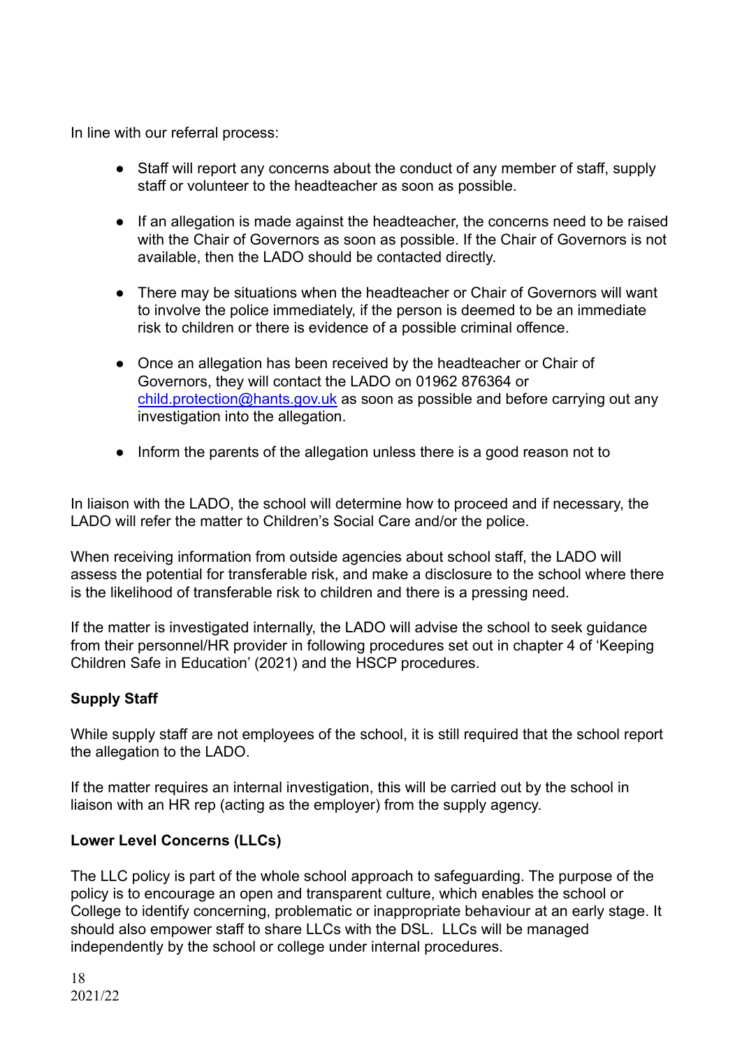In line with our referral process:

- Staff will report any concerns about the conduct of any member of staff, supply staff or volunteer to the headteacher as soon as possible.

- If an allegation is made against the headteacher, the concerns need to be raised with the Chair of Governors as soon as possible. If the Chair of Governors is not available, then the LADO should be contacted directly.

- There may be situations when the headteacher or Chair of Governors will want to involve the police immediately, if the person is deemed to be an immediate risk to children or there is evidence of a possible criminal offence.

- Once an allegation has been received by the headteacher or Chair of Governors, they will contact the LADO on 01962 876364 or [child.protection@hants.gov.uk](mailto:child.protection@hants.gov.uk) as soon as possible and before carrying out any investigation into the allegation.

- Inform the parents of the allegation unless there is a good reason not to

In liaison with the LADO, the school will determine how to proceed and if necessary, the LADO will refer the matter to Children's Social Care and/or the police.

When receiving information from outside agencies about school staff, the LADO will assess the potential for transferable risk, and make a disclosure to the school where there is the likelihood of transferable risk to children and there is a pressing need.

If the matter is investigated internally, the LADO will advise the school to seek guidance from their personnel/HR provider in following procedures set out in chapter 4 of 'Keeping Children Safe in Education' (2021) and the HSCP procedures.

**Supply Staff**

While supply staff are not employees of the school, it is still required that the school report the allegation to the LADO.

If the matter requires an internal investigation, this will be carried out by the school in liaison with an HR rep (acting as the employer) from the supply agency.

**Lower Level Concerns (LLCs)**

The LLC policy is part of the whole school approach to safeguarding. The purpose of the policy is to encourage an open and transparent culture, which enables the school or College to identify concerning, problematic or inappropriate behaviour at an early stage. It should also empower staff to share LLCs with the DSL. LLCs will be managed independently by the school or college under internal procedures.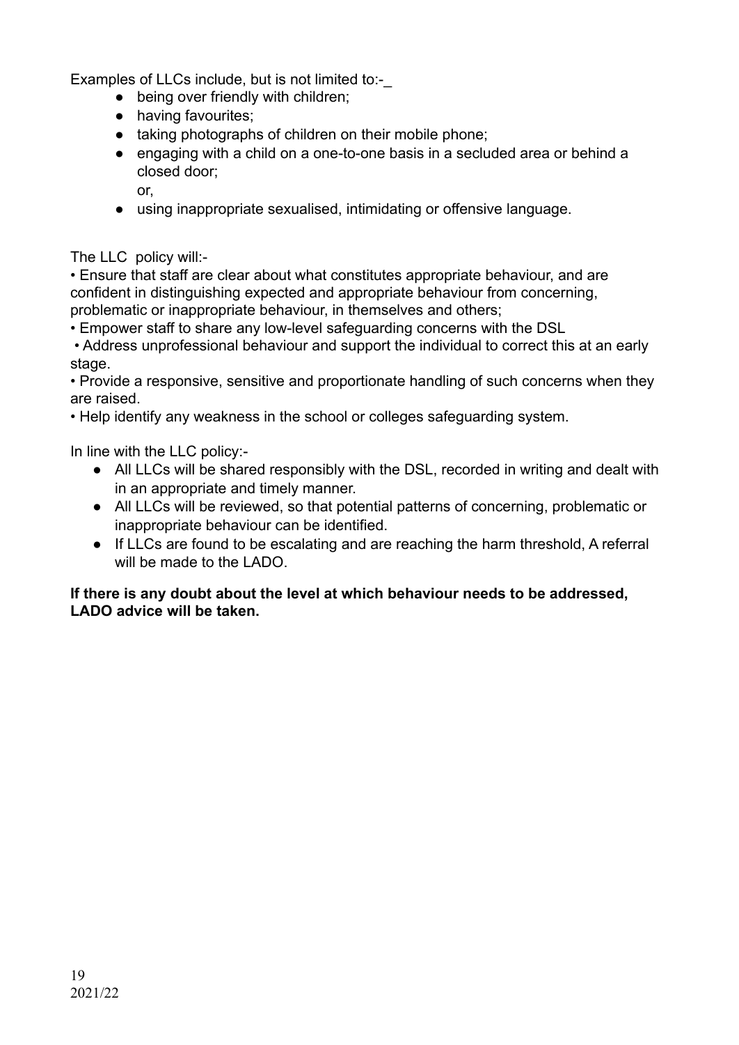Examples of LLCs include, but is not limited to:-_

- being over friendly with children;
- having favourites;
- taking photographs of children on their mobile phone;
- engaging with a child on a one-to-one basis in a secluded area or behind a closed door;
  or,
- using inappropriate sexualised, intimidating or offensive language.

The LLC policy will:-

- Ensure that staff are clear about what constitutes appropriate behaviour, and are confident in distinguishing expected and appropriate behaviour from concerning, problematic or inappropriate behaviour, in themselves and others;
- Empower staff to share any low-level safeguarding concerns with the DSL
- Address unprofessional behaviour and support the individual to correct this at an early stage.
- Provide a responsive, sensitive and proportionate handling of such concerns when they are raised.
- Help identify any weakness in the school or colleges safeguarding system.

In line with the LLC policy:-

- All LLCs will be shared responsibly with the DSL, recorded in writing and dealt with in an appropriate and timely manner.
- All LLCs will be reviewed, so that potential patterns of concerning, problematic or inappropriate behaviour can be identified.
- If LLCs are found to be escalating and are reaching the harm threshold, A referral will be made to the LADO.

**If there is any doubt about the level at which behaviour needs to be addressed, LADO advice will be taken.**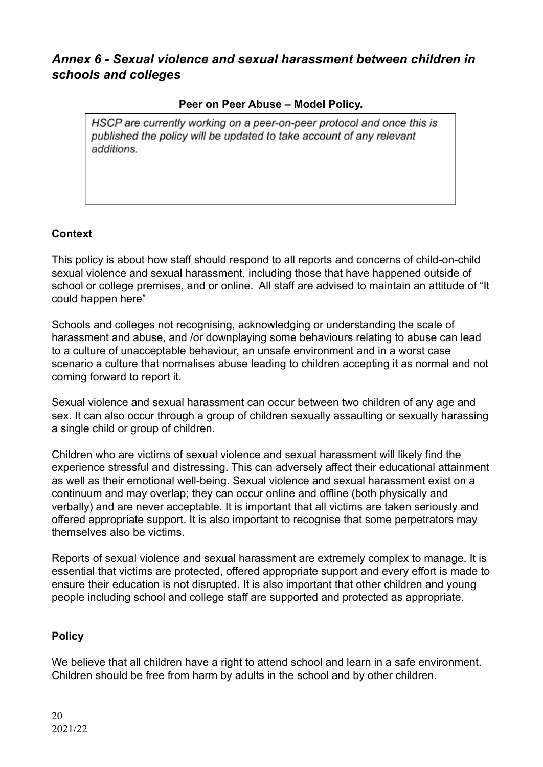## *Annex 6 - Sexual violence and sexual harassment between children in schools and colleges*

**Peer on Peer Abuse – Model Policy.**

> *HSCP are currently working on a peer-on-peer protocol and once this is published the policy will be updated to take account of any relevant additions.*

**Context**

This policy is about how staff should respond to all reports and concerns of child-on-child sexual violence and sexual harassment, including those that have happened outside of school or college premises, and or online. All staff are advised to maintain an attitude of "It could happen here"

Schools and colleges not recognising, acknowledging or understanding the scale of harassment and abuse, and /or downplaying some behaviours relating to abuse can lead to a culture of unacceptable behaviour, an unsafe environment and in a worst case scenario a culture that normalises abuse leading to children accepting it as normal and not coming forward to report it.

Sexual violence and sexual harassment can occur between two children of any age and sex. It can also occur through a group of children sexually assaulting or sexually harassing a single child or group of children.

Children who are victims of sexual violence and sexual harassment will likely find the experience stressful and distressing. This can adversely affect their educational attainment as well as their emotional well-being. Sexual violence and sexual harassment exist on a continuum and may overlap; they can occur online and offline (both physically and verbally) and are never acceptable. It is important that all victims are taken seriously and offered appropriate support. It is also important to recognise that some perpetrators may themselves also be victims.

Reports of sexual violence and sexual harassment are extremely complex to manage. It is essential that victims are protected, offered appropriate support and every effort is made to ensure their education is not disrupted. It is also important that other children and young people including school and college staff are supported and protected as appropriate.

**Policy**

We believe that all children have a right to attend school and learn in a safe environment. Children should be free from harm by adults in the school and by other children.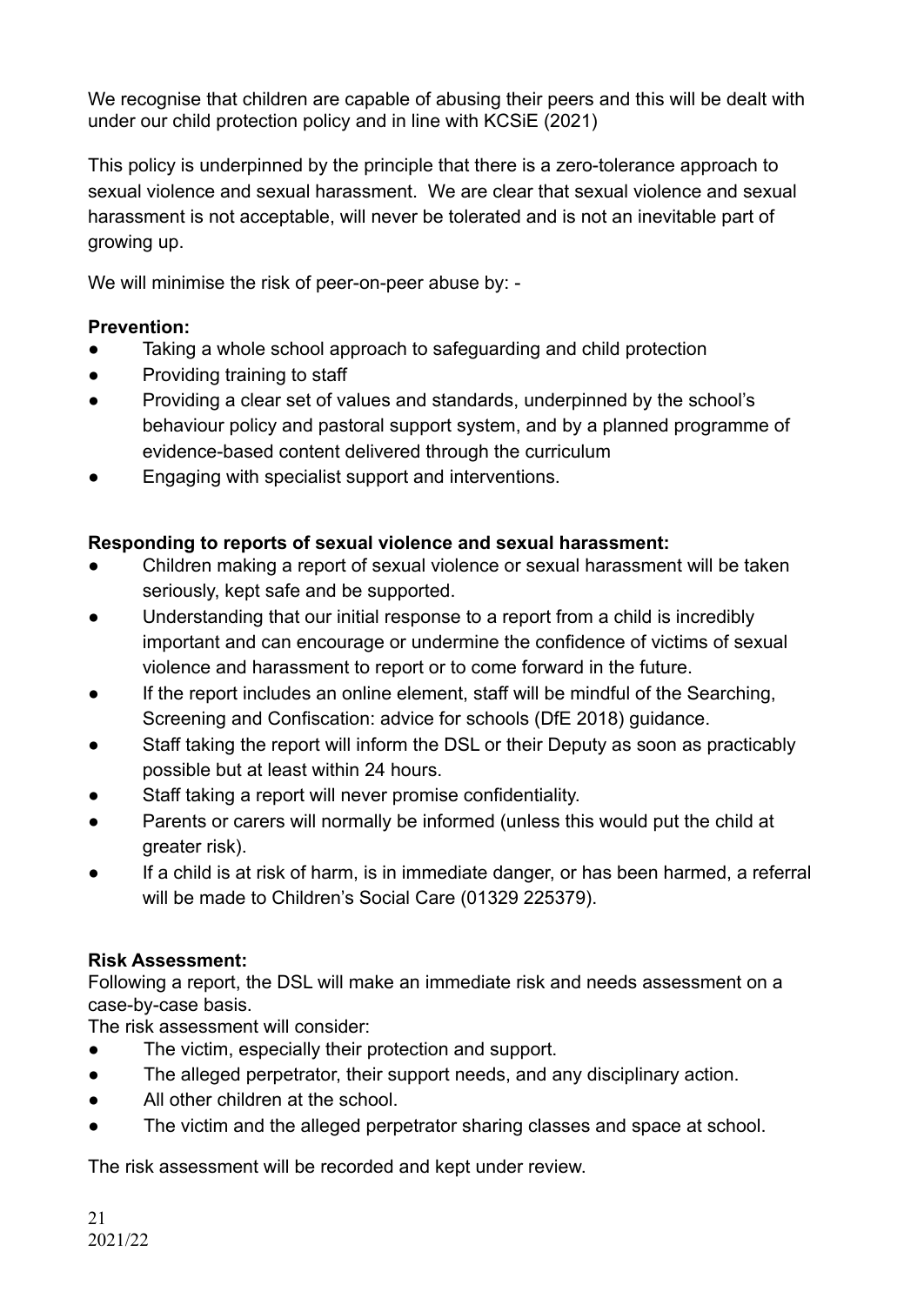We recognise that children are capable of abusing their peers and this will be dealt with under our child protection policy and in line with KCSiE (2021)

This policy is underpinned by the principle that there is a zero-tolerance approach to sexual violence and sexual harassment. We are clear that sexual violence and sexual harassment is not acceptable, will never be tolerated and is not an inevitable part of growing up.

We will minimise the risk of peer-on-peer abuse by: -

**Prevention:**

- Taking a whole school approach to safeguarding and child protection
- Providing training to staff
- Providing a clear set of values and standards, underpinned by the school's behaviour policy and pastoral support system, and by a planned programme of evidence-based content delivered through the curriculum
- Engaging with specialist support and interventions.

**Responding to reports of sexual violence and sexual harassment:**

- Children making a report of sexual violence or sexual harassment will be taken seriously, kept safe and be supported.
- Understanding that our initial response to a report from a child is incredibly important and can encourage or undermine the confidence of victims of sexual violence and harassment to report or to come forward in the future.
- If the report includes an online element, staff will be mindful of the Searching, Screening and Confiscation: advice for schools (DfE 2018) guidance.
- Staff taking the report will inform the DSL or their Deputy as soon as practicably possible but at least within 24 hours.
- Staff taking a report will never promise confidentiality.
- Parents or carers will normally be informed (unless this would put the child at greater risk).
- If a child is at risk of harm, is in immediate danger, or has been harmed, a referral will be made to Children's Social Care (01329 225379).

**Risk Assessment:**

Following a report, the DSL will make an immediate risk and needs assessment on a case-by-case basis.

The risk assessment will consider:

- The victim, especially their protection and support.
- The alleged perpetrator, their support needs, and any disciplinary action.
- All other children at the school.
- The victim and the alleged perpetrator sharing classes and space at school.

The risk assessment will be recorded and kept under review.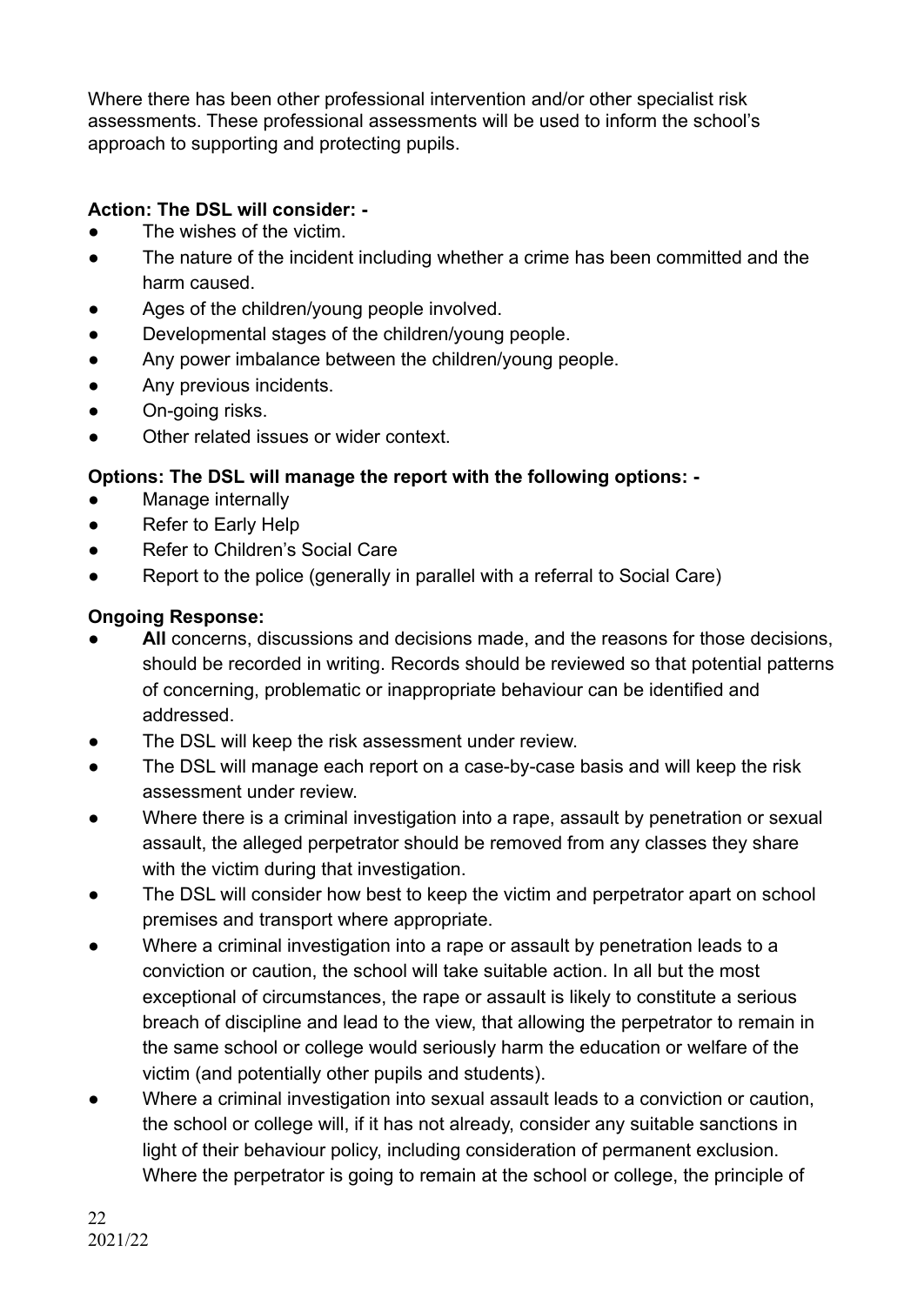Where there has been other professional intervention and/or other specialist risk assessments. These professional assessments will be used to inform the school's approach to supporting and protecting pupils.

**Action: The DSL will consider: -**

- The wishes of the victim.
- The nature of the incident including whether a crime has been committed and the harm caused.
- Ages of the children/young people involved.
- Developmental stages of the children/young people.
- Any power imbalance between the children/young people.
- Any previous incidents.
- On-going risks.
- Other related issues or wider context.

**Options: The DSL will manage the report with the following options: -**

- Manage internally
- Refer to Early Help
- Refer to Children's Social Care
- Report to the police (generally in parallel with a referral to Social Care)

**Ongoing Response:**

- **All** concerns, discussions and decisions made, and the reasons for those decisions, should be recorded in writing. Records should be reviewed so that potential patterns of concerning, problematic or inappropriate behaviour can be identified and addressed.
- The DSL will keep the risk assessment under review.
- The DSL will manage each report on a case-by-case basis and will keep the risk assessment under review.
- Where there is a criminal investigation into a rape, assault by penetration or sexual assault, the alleged perpetrator should be removed from any classes they share with the victim during that investigation.
- The DSL will consider how best to keep the victim and perpetrator apart on school premises and transport where appropriate.
- Where a criminal investigation into a rape or assault by penetration leads to a conviction or caution, the school will take suitable action. In all but the most exceptional of circumstances, the rape or assault is likely to constitute a serious breach of discipline and lead to the view, that allowing the perpetrator to remain in the same school or college would seriously harm the education or welfare of the victim (and potentially other pupils and students).
- Where a criminal investigation into sexual assault leads to a conviction or caution, the school or college will, if it has not already, consider any suitable sanctions in light of their behaviour policy, including consideration of permanent exclusion. Where the perpetrator is going to remain at the school or college, the principle of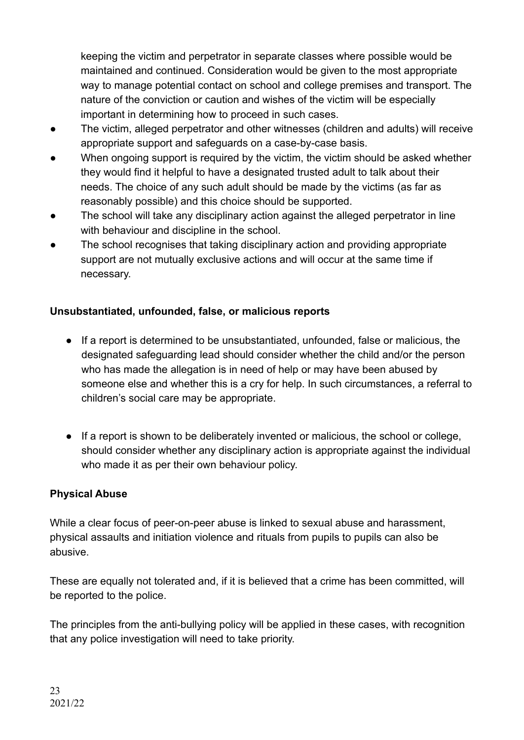keeping the victim and perpetrator in separate classes where possible would be maintained and continued. Consideration would be given to the most appropriate way to manage potential contact on school and college premises and transport. The nature of the conviction or caution and wishes of the victim will be especially important in determining how to proceed in such cases.

- The victim, alleged perpetrator and other witnesses (children and adults) will receive appropriate support and safeguards on a case-by-case basis.
- When ongoing support is required by the victim, the victim should be asked whether they would find it helpful to have a designated trusted adult to talk about their needs. The choice of any such adult should be made by the victims (as far as reasonably possible) and this choice should be supported.
- The school will take any disciplinary action against the alleged perpetrator in line with behaviour and discipline in the school.
- The school recognises that taking disciplinary action and providing appropriate support are not mutually exclusive actions and will occur at the same time if necessary.

**Unsubstantiated, unfounded, false, or malicious reports**

- If a report is determined to be unsubstantiated, unfounded, false or malicious, the designated safeguarding lead should consider whether the child and/or the person who has made the allegation is in need of help or may have been abused by someone else and whether this is a cry for help. In such circumstances, a referral to children's social care may be appropriate.

- If a report is shown to be deliberately invented or malicious, the school or college, should consider whether any disciplinary action is appropriate against the individual who made it as per their own behaviour policy.

**Physical Abuse**

While a clear focus of peer-on-peer abuse is linked to sexual abuse and harassment, physical assaults and initiation violence and rituals from pupils to pupils can also be abusive.

These are equally not tolerated and, if it is believed that a crime has been committed, will be reported to the police.

The principles from the anti-bullying policy will be applied in these cases, with recognition that any police investigation will need to take priority.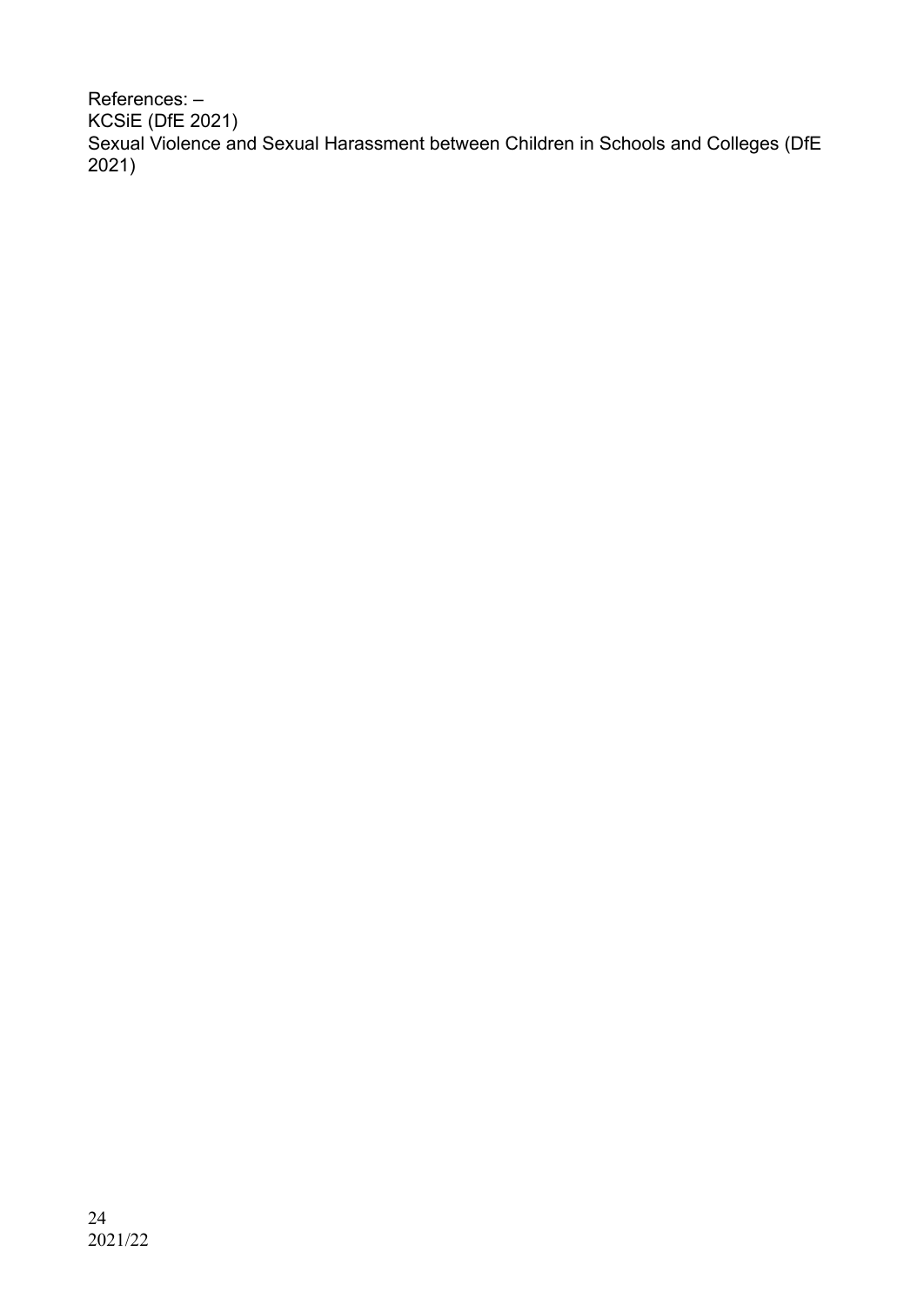References: –
KCSiE (DfE 2021)
Sexual Violence and Sexual Harassment between Children in Schools and Colleges (DfE 2021)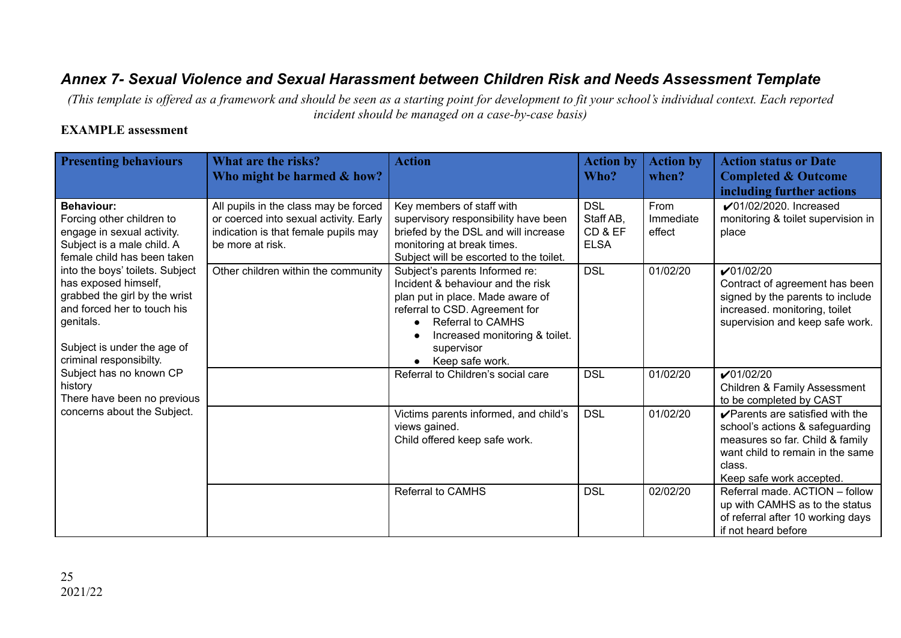## *Annex 7- Sexual Violence and Sexual Harassment between Children Risk and Needs Assessment Template*

*(This template is offered as a framework and should be seen as a starting point for development to fit your school's individual context. Each reported incident should be managed on a case-by-case basis)*

**EXAMPLE assessment**

| Presenting behaviours | What are the risks? Who might be harmed & how? | Action | Action by Who? | Action by when? | Action status or Date Completed & Outcome including further actions |
|---|---|---|---|---|---|
| **Behaviour:** Forcing other children to engage in sexual activity. Subject is a male child. A female child has been taken into the boys' toilets. Subject has exposed himself, grabbed the girl by the wrist and forced her to touch his genitals.<br><br>Subject is under the age of criminal responsibilty.<br>Subject has no known CP history<br>There have been no previous concerns about the Subject. | All pupils in the class may be forced or coerced into sexual activity. Early indication is that female pupils may be more at risk. | Key members of staff with supervisory responsibility have been briefed by the DSL and will increase monitoring at break times.<br>Subject will be escorted to the toilet. | DSL<br>Staff AB, CD & EF<br>ELSA | From Immediate effect | ✔01/02/2020. Increased monitoring & toilet supervision in place |
| | Other children within the community | Subject's parents Informed re: Incident & behaviour and the risk plan put in place. Made aware of referral to CSD. Agreement for<br>• Referral to CAMHS<br>• Increased monitoring & toilet. supervisor<br>• Keep safe work. | DSL | 01/02/20 | ✔01/02/20<br>Contract of agreement has been signed by the parents to include increased. monitoring, toilet supervision and keep safe work. |
| | | Referral to Children's social care | DSL | 01/02/20 | ✔01/02/20<br>Children & Family Assessment to be completed by CAST |
| | | Victims parents informed, and child's views gained.<br>Child offered keep safe work. | DSL | 01/02/20 | ✔Parents are satisfied with the school's actions & safeguarding measures so far. Child & family want child to remain in the same class.<br>Keep safe work accepted. |
| | | Referral to CAMHS | DSL | 02/02/20 | Referral made. ACTION – follow up with CAMHS as to the status of referral after 10 working days if not heard before |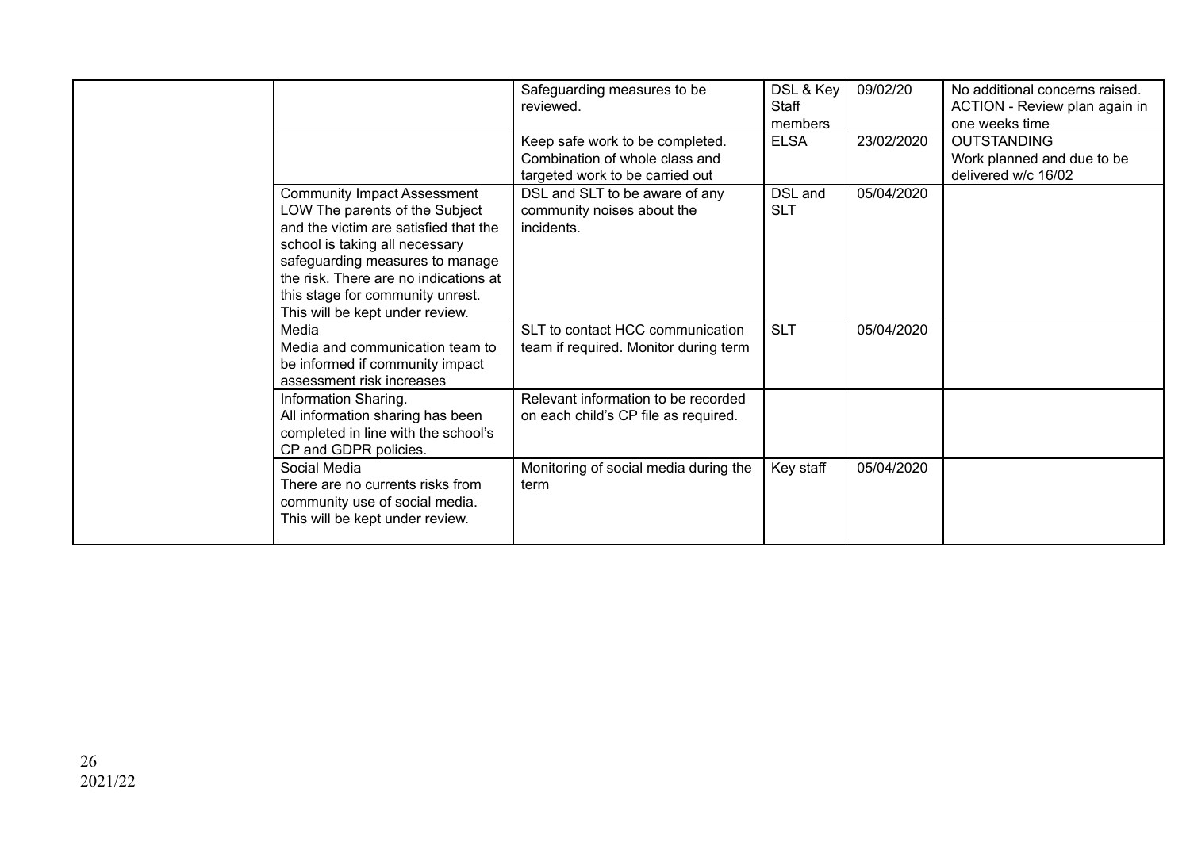| | | | | | |
|---|---|---|---|---|---|
| | | Safeguarding measures to be reviewed. | DSL & Key Staff members | 09/02/20 | No additional concerns raised. ACTION - Review plan again in one weeks time |
| | | Keep safe work to be completed. Combination of whole class and targeted work to be carried out | ELSA | 23/02/2020 | OUTSTANDING<br>Work planned and due to be delivered w/c 16/02 |
| | Community Impact Assessment LOW The parents of the Subject and the victim are satisfied that the school is taking all necessary safeguarding measures to manage the risk. There are no indications at this stage for community unrest. This will be kept under review. | DSL and SLT to be aware of any community noises about the incidents. | DSL and SLT | 05/04/2020 | |
| | Media<br>Media and communication team to be informed if community impact assessment risk increases | SLT to contact HCC communication team if required. Monitor during term | SLT | 05/04/2020 | |
| | Information Sharing.<br>All information sharing has been completed in line with the school's CP and GDPR policies. | Relevant information to be recorded on each child's CP file as required. | | | |
| | Social Media<br>There are no currents risks from community use of social media. This will be kept under review. | Monitoring of social media during the term | Key staff | 05/04/2020 | |

2021/22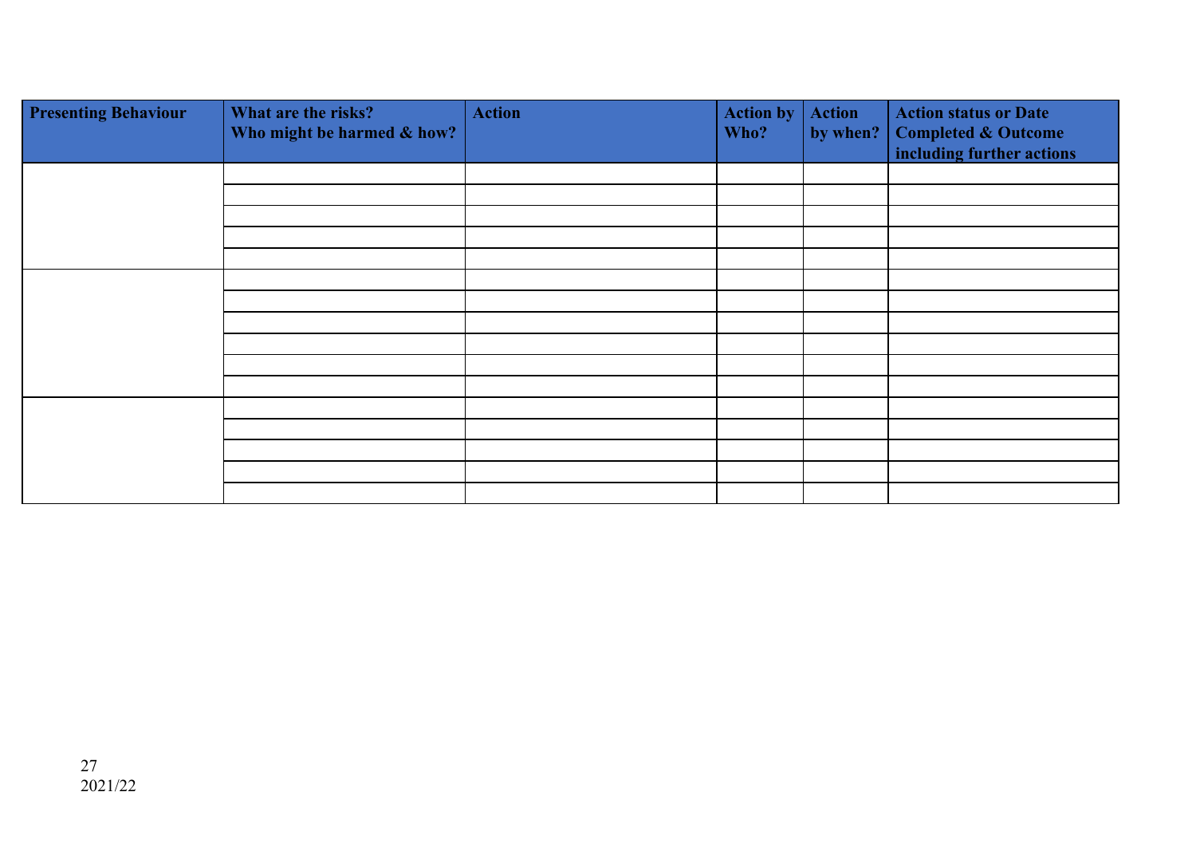| Presenting Behaviour | What are the risks? Who might be harmed & how? | Action | Action by Who? | Action by when? | Action status or Date Completed & Outcome including further actions |
|---|---|---|---|---|---|
| | | | | | |
| | | | | | |
| | | | | | |
| | | | | | |
| | | | | | |
| | | | | | |
| | | | | | |
| | | | | | |
| | | | | | |
| | | | | | |
| | | | | | |
| | | | | | |
| | | | | | |
| | | | | | |
| | | | | | |
| | | | | | |

2021/22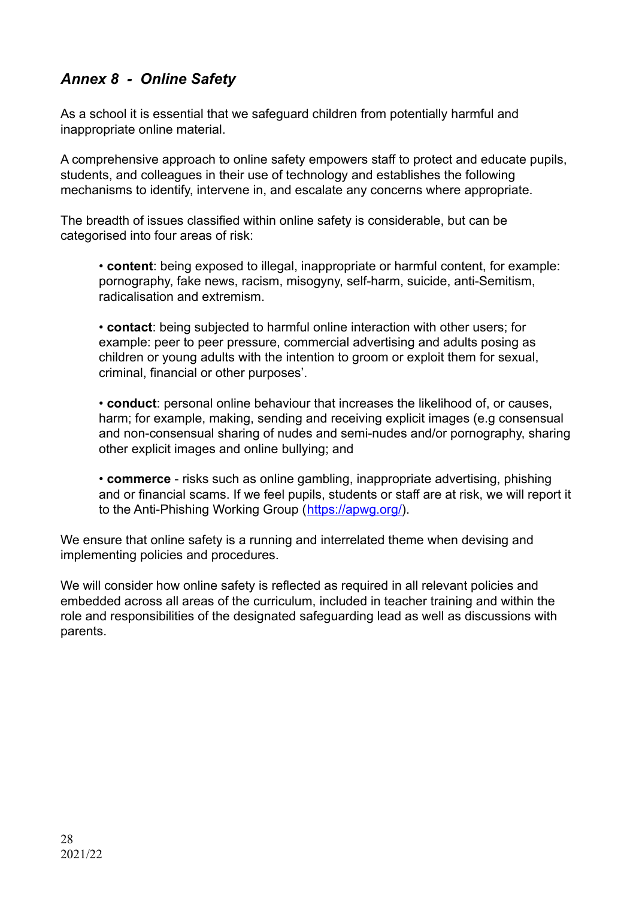## *Annex 8 - Online Safety*

As a school it is essential that we safeguard children from potentially harmful and inappropriate online material.

A comprehensive approach to online safety empowers staff to protect and educate pupils, students, and colleagues in their use of technology and establishes the following mechanisms to identify, intervene in, and escalate any concerns where appropriate.

The breadth of issues classified within online safety is considerable, but can be categorised into four areas of risk:

- **content**: being exposed to illegal, inappropriate or harmful content, for example: pornography, fake news, racism, misogyny, self-harm, suicide, anti-Semitism, radicalisation and extremism.

- **contact**: being subjected to harmful online interaction with other users; for example: peer to peer pressure, commercial advertising and adults posing as children or young adults with the intention to groom or exploit them for sexual, criminal, financial or other purposes'.

- **conduct**: personal online behaviour that increases the likelihood of, or causes, harm; for example, making, sending and receiving explicit images (e.g consensual and non-consensual sharing of nudes and semi-nudes and/or pornography, sharing other explicit images and online bullying; and

- **commerce** - risks such as online gambling, inappropriate advertising, phishing and or financial scams. If we feel pupils, students or staff are at risk, we will report it to the Anti-Phishing Working Group ([https://apwg.org/](https://apwg.org/)).

We ensure that online safety is a running and interrelated theme when devising and implementing policies and procedures.

We will consider how online safety is reflected as required in all relevant policies and embedded across all areas of the curriculum, included in teacher training and within the role and responsibilities of the designated safeguarding lead as well as discussions with parents.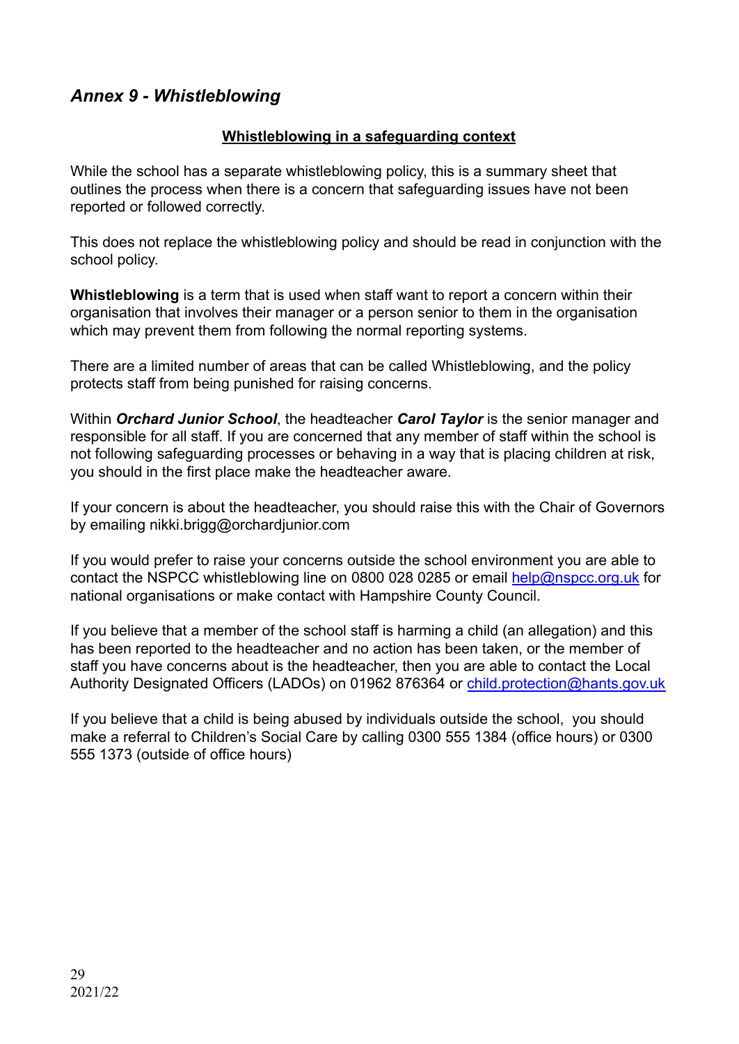## *Annex 9 - Whistleblowing*

**Whistleblowing in a safeguarding context**

While the school has a separate whistleblowing policy, this is a summary sheet that outlines the process when there is a concern that safeguarding issues have not been reported or followed correctly.

This does not replace the whistleblowing policy and should be read in conjunction with the school policy.

**Whistleblowing** is a term that is used when staff want to report a concern within their organisation that involves their manager or a person senior to them in the organisation which may prevent them from following the normal reporting systems.

There are a limited number of areas that can be called Whistleblowing, and the policy protects staff from being punished for raising concerns.

Within ***Orchard Junior School***, the headteacher ***Carol Taylor*** is the senior manager and responsible for all staff. If you are concerned that any member of staff within the school is not following safeguarding processes or behaving in a way that is placing children at risk, you should in the first place make the headteacher aware.

If your concern is about the headteacher, you should raise this with the Chair of Governors by emailing nikki.brigg@orchardjunior.com

If you would prefer to raise your concerns outside the school environment you are able to contact the NSPCC whistleblowing line on 0800 028 0285 or email help@nspcc.org.uk for national organisations or make contact with Hampshire County Council.

If you believe that a member of the school staff is harming a child (an allegation) and this has been reported to the headteacher and no action has been taken, or the member of staff you have concerns about is the headteacher, then you are able to contact the Local Authority Designated Officers (LADOs) on 01962 876364 or child.protection@hants.gov.uk

If you believe that a child is being abused by individuals outside the school, you should make a referral to Children's Social Care by calling 0300 555 1384 (office hours) or 0300 555 1373 (outside of office hours)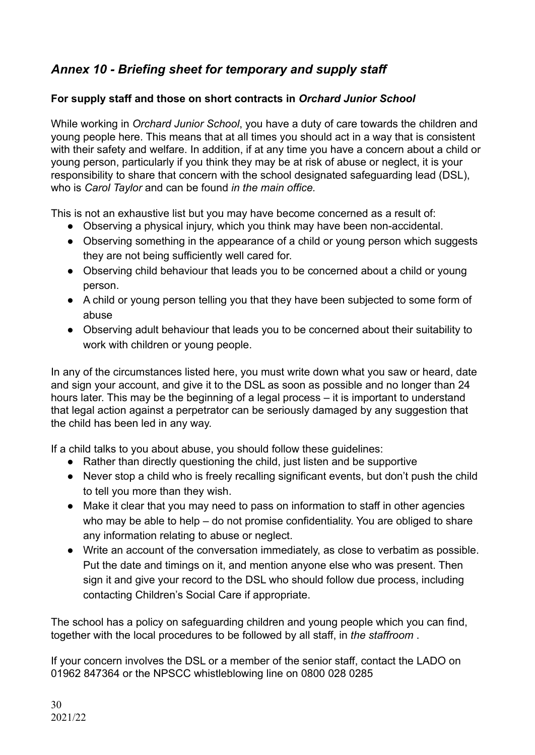## *Annex 10 - Briefing sheet for temporary and supply staff*

**For supply staff and those on short contracts in *Orchard Junior School***

While working in *Orchard Junior School*, you have a duty of care towards the children and young people here. This means that at all times you should act in a way that is consistent with their safety and welfare. In addition, if at any time you have a concern about a child or young person, particularly if you think they may be at risk of abuse or neglect, it is your responsibility to share that concern with the school designated safeguarding lead (DSL), who is *Carol Taylor* and can be found *in the main office*.

This is not an exhaustive list but you may have become concerned as a result of:

- Observing a physical injury, which you think may have been non-accidental.
- Observing something in the appearance of a child or young person which suggests they are not being sufficiently well cared for.
- Observing child behaviour that leads you to be concerned about a child or young person.
- A child or young person telling you that they have been subjected to some form of abuse
- Observing adult behaviour that leads you to be concerned about their suitability to work with children or young people.

In any of the circumstances listed here, you must write down what you saw or heard, date and sign your account, and give it to the DSL as soon as possible and no longer than 24 hours later. This may be the beginning of a legal process – it is important to understand that legal action against a perpetrator can be seriously damaged by any suggestion that the child has been led in any way.

If a child talks to you about abuse, you should follow these guidelines:

- Rather than directly questioning the child, just listen and be supportive
- Never stop a child who is freely recalling significant events, but don't push the child to tell you more than they wish.
- Make it clear that you may need to pass on information to staff in other agencies who may be able to help – do not promise confidentiality. You are obliged to share any information relating to abuse or neglect.
- Write an account of the conversation immediately, as close to verbatim as possible. Put the date and timings on it, and mention anyone else who was present. Then sign it and give your record to the DSL who should follow due process, including contacting Children's Social Care if appropriate.

The school has a policy on safeguarding children and young people which you can find, together with the local procedures to be followed by all staff, in *the staffroom* .

If your concern involves the DSL or a member of the senior staff, contact the LADO on 01962 847364 or the NPSCC whistleblowing line on 0800 028 0285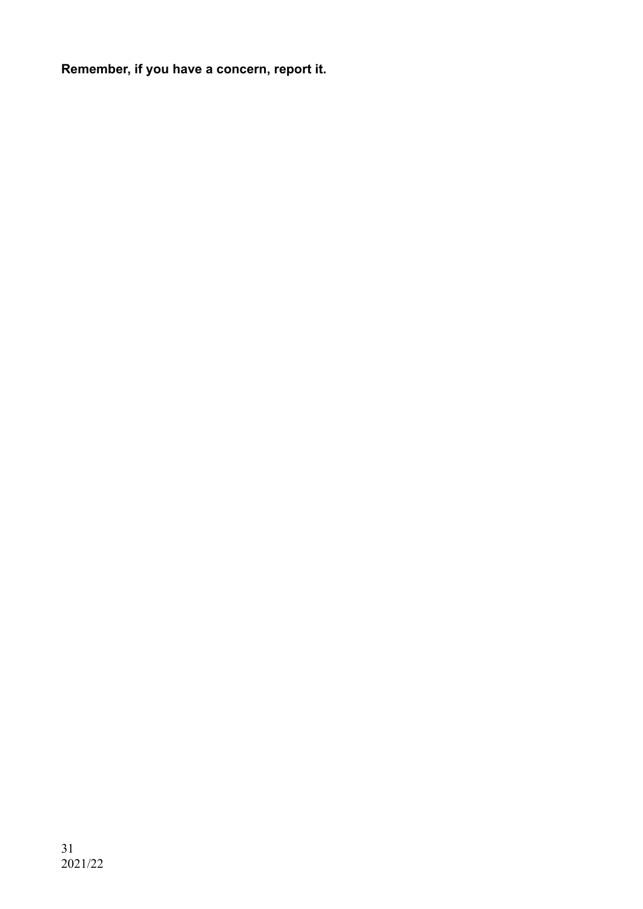**Remember, if you have a concern, report it.**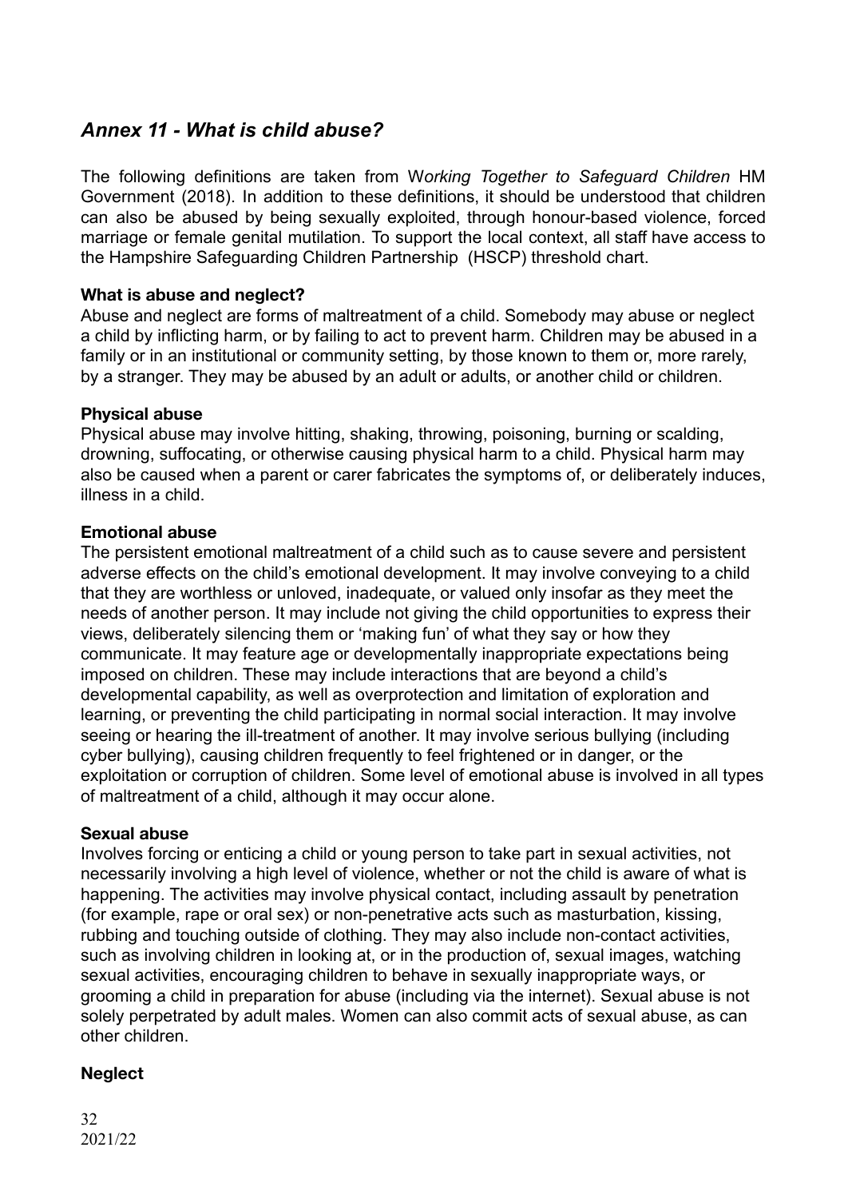## *Annex 11 - What is child abuse?*

The following definitions are taken from W*orking Together to Safeguard Children* HM Government (2018). In addition to these definitions, it should be understood that children can also be abused by being sexually exploited, through honour-based violence, forced marriage or female genital mutilation. To support the local context, all staff have access to the Hampshire Safeguarding Children Partnership (HSCP) threshold chart.

**What is abuse and neglect?**
Abuse and neglect are forms of maltreatment of a child. Somebody may abuse or neglect a child by inflicting harm, or by failing to act to prevent harm. Children may be abused in a family or in an institutional or community setting, by those known to them or, more rarely, by a stranger. They may be abused by an adult or adults, or another child or children.

**Physical abuse**
Physical abuse may involve hitting, shaking, throwing, poisoning, burning or scalding, drowning, suffocating, or otherwise causing physical harm to a child. Physical harm may also be caused when a parent or carer fabricates the symptoms of, or deliberately induces, illness in a child.

**Emotional abuse**
The persistent emotional maltreatment of a child such as to cause severe and persistent adverse effects on the child's emotional development. It may involve conveying to a child that they are worthless or unloved, inadequate, or valued only insofar as they meet the needs of another person. It may include not giving the child opportunities to express their views, deliberately silencing them or 'making fun' of what they say or how they communicate. It may feature age or developmentally inappropriate expectations being imposed on children. These may include interactions that are beyond a child's developmental capability, as well as overprotection and limitation of exploration and learning, or preventing the child participating in normal social interaction. It may involve seeing or hearing the ill-treatment of another. It may involve serious bullying (including cyber bullying), causing children frequently to feel frightened or in danger, or the exploitation or corruption of children. Some level of emotional abuse is involved in all types of maltreatment of a child, although it may occur alone.

**Sexual abuse**
Involves forcing or enticing a child or young person to take part in sexual activities, not necessarily involving a high level of violence, whether or not the child is aware of what is happening. The activities may involve physical contact, including assault by penetration (for example, rape or oral sex) or non-penetrative acts such as masturbation, kissing, rubbing and touching outside of clothing. They may also include non-contact activities, such as involving children in looking at, or in the production of, sexual images, watching sexual activities, encouraging children to behave in sexually inappropriate ways, or grooming a child in preparation for abuse (including via the internet). Sexual abuse is not solely perpetrated by adult males. Women can also commit acts of sexual abuse, as can other children.

**Neglect**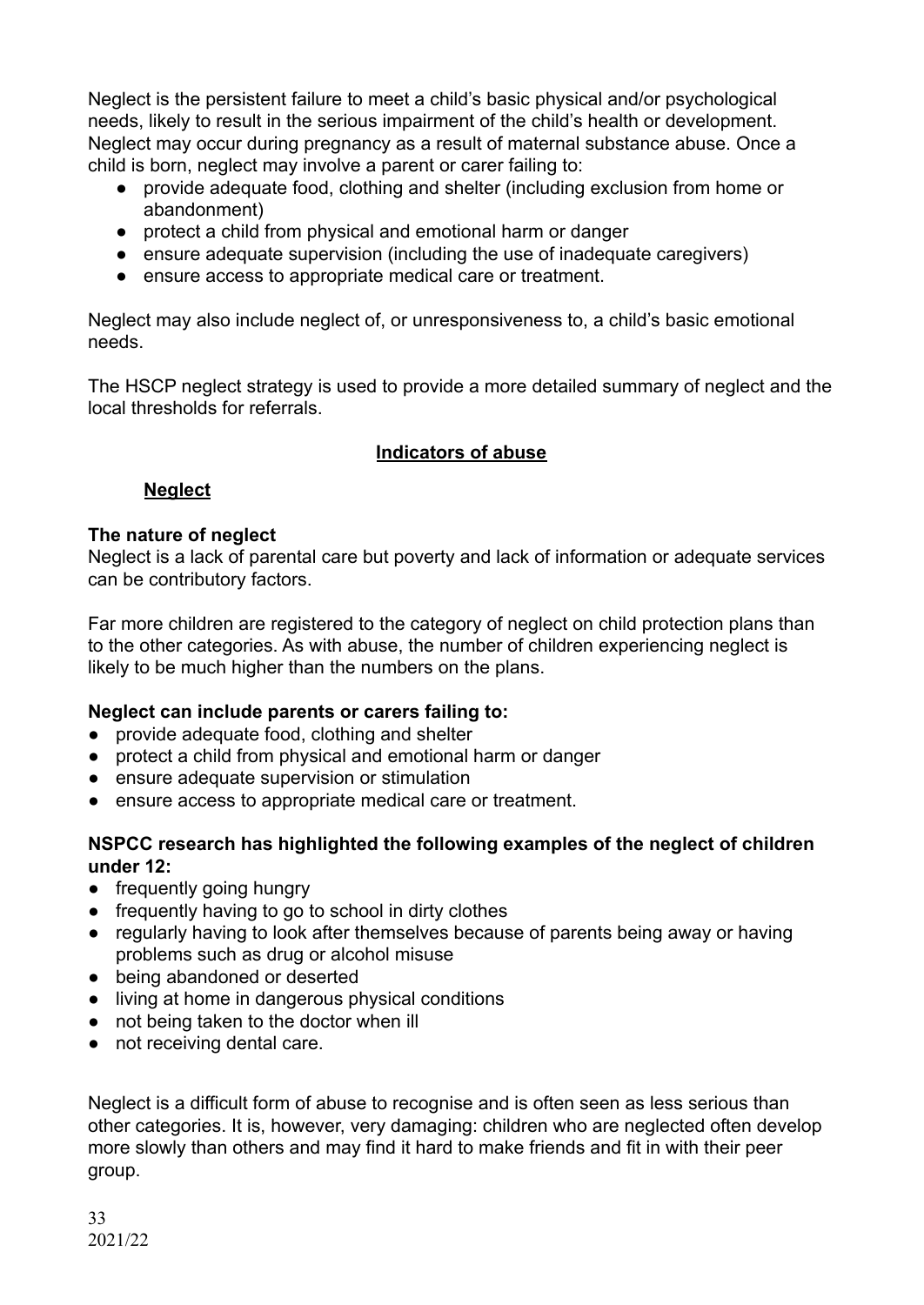Neglect is the persistent failure to meet a child's basic physical and/or psychological needs, likely to result in the serious impairment of the child's health or development. Neglect may occur during pregnancy as a result of maternal substance abuse. Once a child is born, neglect may involve a parent or carer failing to:

- provide adequate food, clothing and shelter (including exclusion from home or abandonment)
- protect a child from physical and emotional harm or danger
- ensure adequate supervision (including the use of inadequate caregivers)
- ensure access to appropriate medical care or treatment.

Neglect may also include neglect of, or unresponsiveness to, a child's basic emotional needs.

The HSCP neglect strategy is used to provide a more detailed summary of neglect and the local thresholds for referrals.

## Indicators of abuse

### Neglect

**The nature of neglect**
Neglect is a lack of parental care but poverty and lack of information or adequate services can be contributory factors.

Far more children are registered to the category of neglect on child protection plans than to the other categories. As with abuse, the number of children experiencing neglect is likely to be much higher than the numbers on the plans.

**Neglect can include parents or carers failing to:**

- provide adequate food, clothing and shelter
- protect a child from physical and emotional harm or danger
- ensure adequate supervision or stimulation
- ensure access to appropriate medical care or treatment.

**NSPCC research has highlighted the following examples of the neglect of children under 12:**

- frequently going hungry
- frequently having to go to school in dirty clothes
- regularly having to look after themselves because of parents being away or having problems such as drug or alcohol misuse
- being abandoned or deserted
- living at home in dangerous physical conditions
- not being taken to the doctor when ill
- not receiving dental care.

Neglect is a difficult form of abuse to recognise and is often seen as less serious than other categories. It is, however, very damaging: children who are neglected often develop more slowly than others and may find it hard to make friends and fit in with their peer group.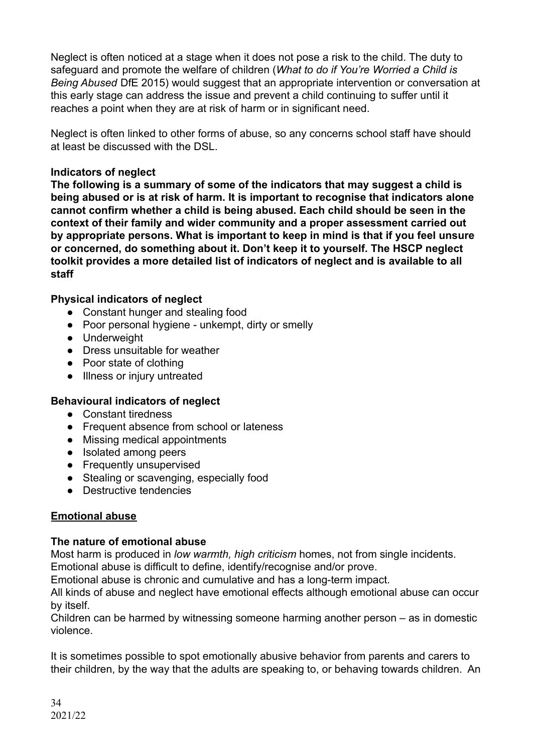Neglect is often noticed at a stage when it does not pose a risk to the child. The duty to safeguard and promote the welfare of children (*What to do if You're Worried a Child is Being Abused* DfE 2015) would suggest that an appropriate intervention or conversation at this early stage can address the issue and prevent a child continuing to suffer until it reaches a point when they are at risk of harm or in significant need.

Neglect is often linked to other forms of abuse, so any concerns school staff have should at least be discussed with the DSL.

**Indicators of neglect**

**The following is a summary of some of the indicators that may suggest a child is being abused or is at risk of harm. It is important to recognise that indicators alone cannot confirm whether a child is being abused. Each child should be seen in the context of their family and wider community and a proper assessment carried out by appropriate persons. What is important to keep in mind is that if you feel unsure or concerned, do something about it. Don't keep it to yourself. The HSCP neglect toolkit provides a more detailed list of indicators of neglect and is available to all staff**

**Physical indicators of neglect**

- Constant hunger and stealing food
- Poor personal hygiene - unkempt, dirty or smelly
- Underweight
- Dress unsuitable for weather
- Poor state of clothing
- Illness or injury untreated

**Behavioural indicators of neglect**

- Constant tiredness
- Frequent absence from school or lateness
- Missing medical appointments
- Isolated among peers
- Frequently unsupervised
- Stealing or scavenging, especially food
- Destructive tendencies

**<u>Emotional abuse</u>**

**The nature of emotional abuse**

Most harm is produced in *low warmth, high criticism* homes, not from single incidents.
Emotional abuse is difficult to define, identify/recognise and/or prove.
Emotional abuse is chronic and cumulative and has a long-term impact.
All kinds of abuse and neglect have emotional effects although emotional abuse can occur by itself.
Children can be harmed by witnessing someone harming another person – as in domestic violence.

It is sometimes possible to spot emotionally abusive behavior from parents and carers to their children, by the way that the adults are speaking to, or behaving towards children. An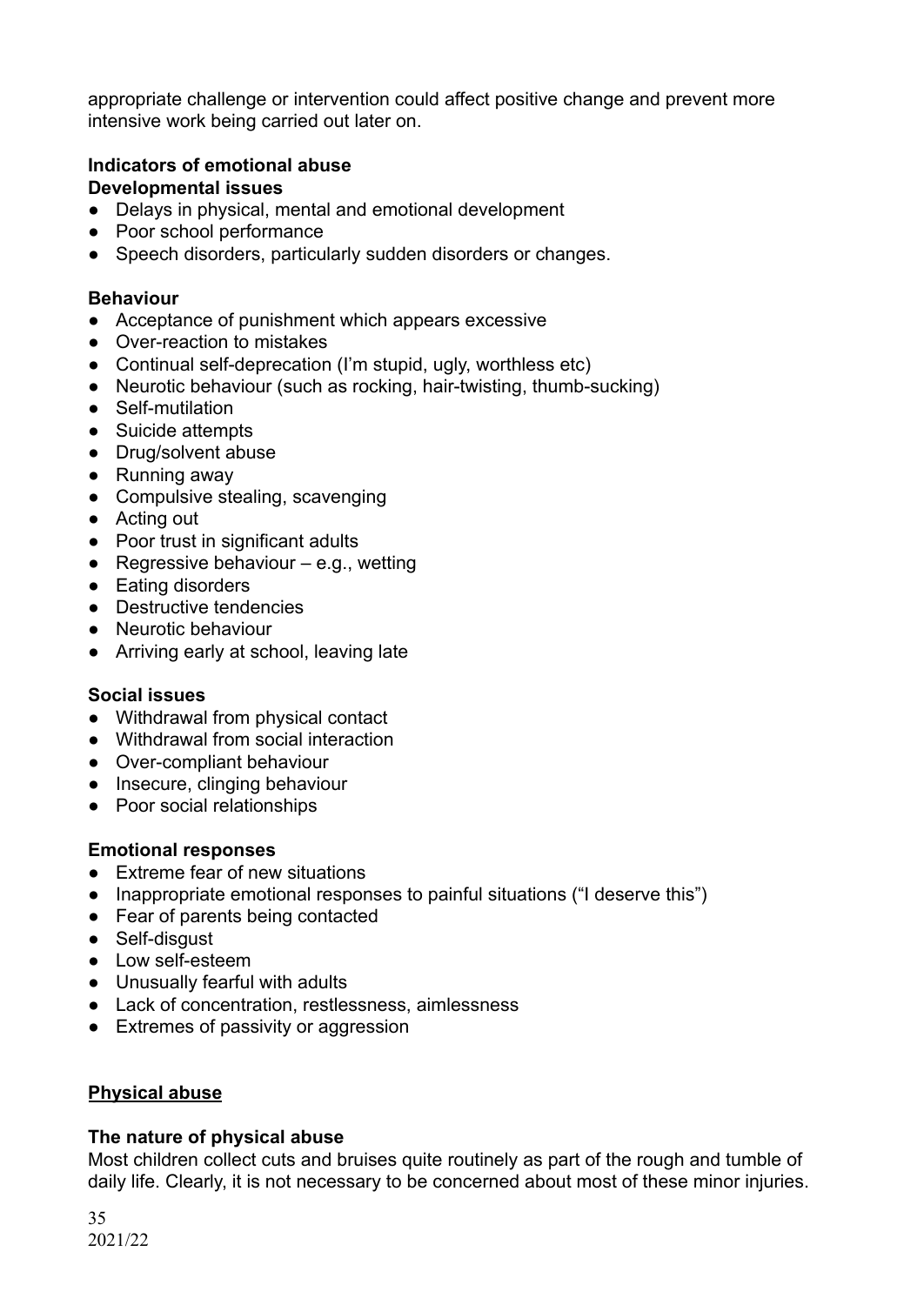appropriate challenge or intervention could affect positive change and prevent more intensive work being carried out later on.

**Indicators of emotional abuse**

**Developmental issues**

- Delays in physical, mental and emotional development
- Poor school performance
- Speech disorders, particularly sudden disorders or changes.

**Behaviour**

- Acceptance of punishment which appears excessive
- Over-reaction to mistakes
- Continual self-deprecation (I'm stupid, ugly, worthless etc)
- Neurotic behaviour (such as rocking, hair-twisting, thumb-sucking)
- Self-mutilation
- Suicide attempts
- Drug/solvent abuse
- Running away
- Compulsive stealing, scavenging
- Acting out
- Poor trust in significant adults
- Regressive behaviour – e.g., wetting
- Eating disorders
- Destructive tendencies
- Neurotic behaviour
- Arriving early at school, leaving late

**Social issues**

- Withdrawal from physical contact
- Withdrawal from social interaction
- Over-compliant behaviour
- Insecure, clinging behaviour
- Poor social relationships

**Emotional responses**

- Extreme fear of new situations
- Inappropriate emotional responses to painful situations ("I deserve this")
- Fear of parents being contacted
- Self-disgust
- Low self-esteem
- Unusually fearful with adults
- Lack of concentration, restlessness, aimlessness
- Extremes of passivity or aggression

**Physical abuse**

**The nature of physical abuse**

Most children collect cuts and bruises quite routinely as part of the rough and tumble of daily life. Clearly, it is not necessary to be concerned about most of these minor injuries.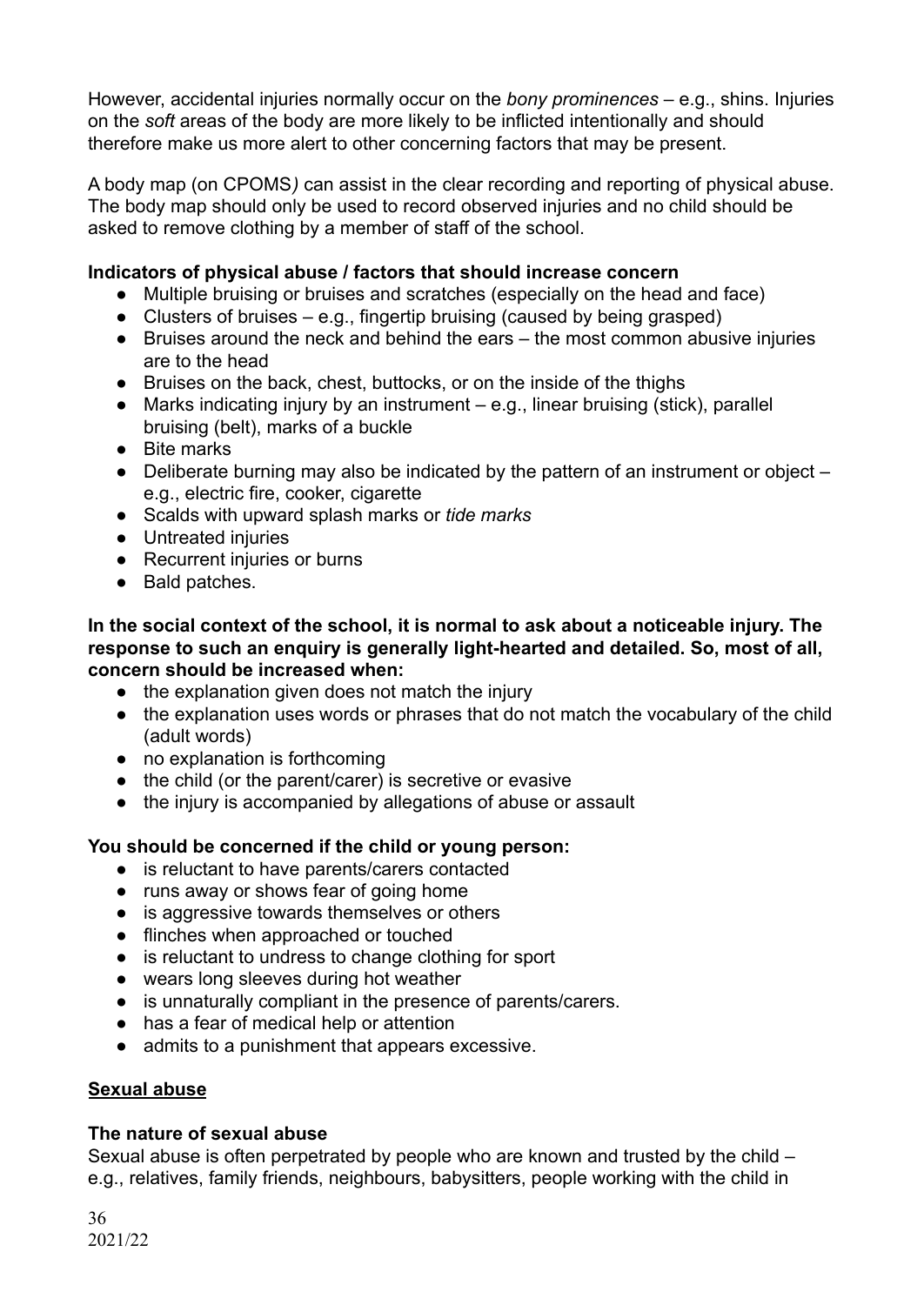However, accidental injuries normally occur on the *bony prominences* – e.g., shins. Injuries on the *soft* areas of the body are more likely to be inflicted intentionally and should therefore make us more alert to other concerning factors that may be present.

A body map (on CPOMS*)* can assist in the clear recording and reporting of physical abuse. The body map should only be used to record observed injuries and no child should be asked to remove clothing by a member of staff of the school.

**Indicators of physical abuse / factors that should increase concern**

- Multiple bruising or bruises and scratches (especially on the head and face)
- Clusters of bruises – e.g., fingertip bruising (caused by being grasped)
- Bruises around the neck and behind the ears – the most common abusive injuries are to the head
- Bruises on the back, chest, buttocks, or on the inside of the thighs
- Marks indicating injury by an instrument – e.g., linear bruising (stick), parallel bruising (belt), marks of a buckle
- Bite marks
- Deliberate burning may also be indicated by the pattern of an instrument or object – e.g., electric fire, cooker, cigarette
- Scalds with upward splash marks or *tide marks*
- Untreated injuries
- Recurrent injuries or burns
- Bald patches.

**In the social context of the school, it is normal to ask about a noticeable injury. The response to such an enquiry is generally light-hearted and detailed. So, most of all, concern should be increased when:**

- the explanation given does not match the injury
- the explanation uses words or phrases that do not match the vocabulary of the child (adult words)
- no explanation is forthcoming
- the child (or the parent/carer) is secretive or evasive
- the injury is accompanied by allegations of abuse or assault

**You should be concerned if the child or young person:**

- is reluctant to have parents/carers contacted
- runs away or shows fear of going home
- is aggressive towards themselves or others
- flinches when approached or touched
- is reluctant to undress to change clothing for sport
- wears long sleeves during hot weather
- is unnaturally compliant in the presence of parents/carers.
- has a fear of medical help or attention
- admits to a punishment that appears excessive.

## Sexual abuse

**The nature of sexual abuse**

Sexual abuse is often perpetrated by people who are known and trusted by the child – e.g., relatives, family friends, neighbours, babysitters, people working with the child in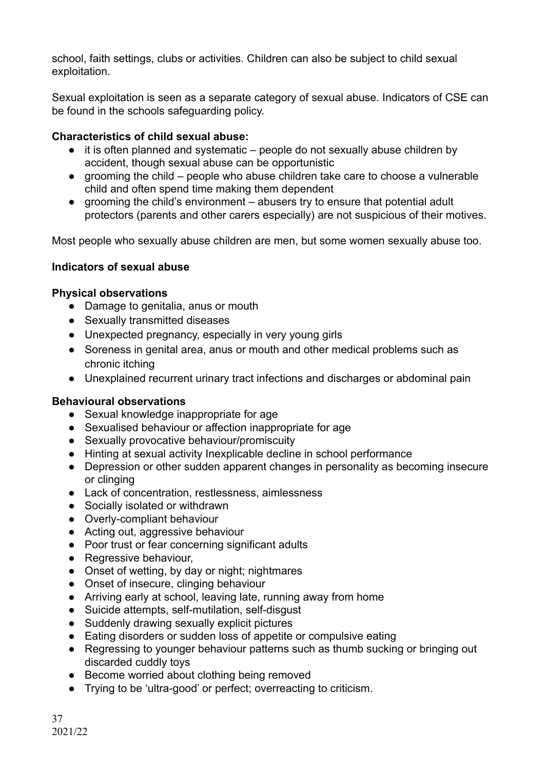school, faith settings, clubs or activities. Children can also be subject to child sexual exploitation.

Sexual exploitation is seen as a separate category of sexual abuse. Indicators of CSE can be found in the schools safeguarding policy.

**Characteristics of child sexual abuse:**

- it is often planned and systematic – people do not sexually abuse children by accident, though sexual abuse can be opportunistic
- grooming the child – people who abuse children take care to choose a vulnerable child and often spend time making them dependent
- grooming the child's environment – abusers try to ensure that potential adult protectors (parents and other carers especially) are not suspicious of their motives.

Most people who sexually abuse children are men, but some women sexually abuse too.

**Indicators of sexual abuse**

**Physical observations**

- Damage to genitalia, anus or mouth
- Sexually transmitted diseases
- Unexpected pregnancy, especially in very young girls
- Soreness in genital area, anus or mouth and other medical problems such as chronic itching
- Unexplained recurrent urinary tract infections and discharges or abdominal pain

**Behavioural observations**

- Sexual knowledge inappropriate for age
- Sexualised behaviour or affection inappropriate for age
- Sexually provocative behaviour/promiscuity
- Hinting at sexual activity Inexplicable decline in school performance
- Depression or other sudden apparent changes in personality as becoming insecure or clinging
- Lack of concentration, restlessness, aimlessness
- Socially isolated or withdrawn
- Overly-compliant behaviour
- Acting out, aggressive behaviour
- Poor trust or fear concerning significant adults
- Regressive behaviour,
- Onset of wetting, by day or night; nightmares
- Onset of insecure, clinging behaviour
- Arriving early at school, leaving late, running away from home
- Suicide attempts, self-mutilation, self-disgust
- Suddenly drawing sexually explicit pictures
- Eating disorders or sudden loss of appetite or compulsive eating
- Regressing to younger behaviour patterns such as thumb sucking or bringing out discarded cuddly toys
- Become worried about clothing being removed
- Trying to be 'ultra-good' or perfect; overreacting to criticism.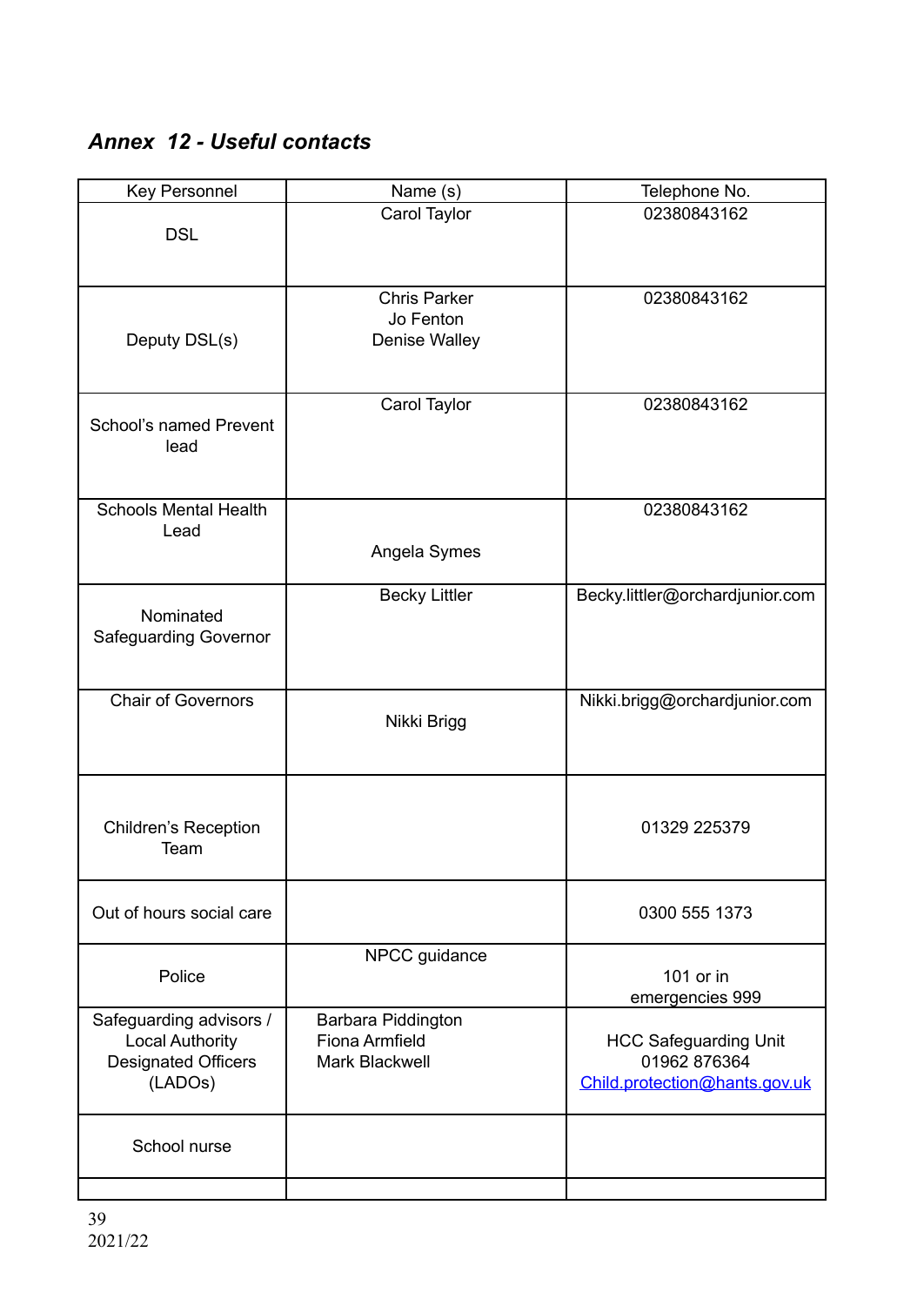***Annex 12 - Useful contacts***

| Key Personnel | Name (s) | Telephone No. |
|---|---|---|
| DSL | Carol Taylor | 02380843162 |
| Deputy DSL(s) | Chris Parker<br>Jo Fenton<br>Denise Walley | 02380843162 |
| School's named Prevent lead | Carol Taylor | 02380843162 |
| Schools Mental Health Lead | Angela Symes | 02380843162 |
| Nominated Safeguarding Governor | Becky Littler | Becky.littler@orchardjunior.com |
| Chair of Governors | Nikki Brigg | Nikki.brigg@orchardjunior.com |
| Children's Reception Team | | 01329 225379 |
| Out of hours social care | | 0300 555 1373 |
| Police | NPCC guidance | 101 or in emergencies 999 |
| Safeguarding advisors / Local Authority Designated Officers (LADOs) | Barbara Piddington<br>Fiona Armfield<br>Mark Blackwell | HCC Safeguarding Unit<br>01962 876364<br>Child.protection@hants.gov.uk |
| School nurse | | |
| | | |

2021/22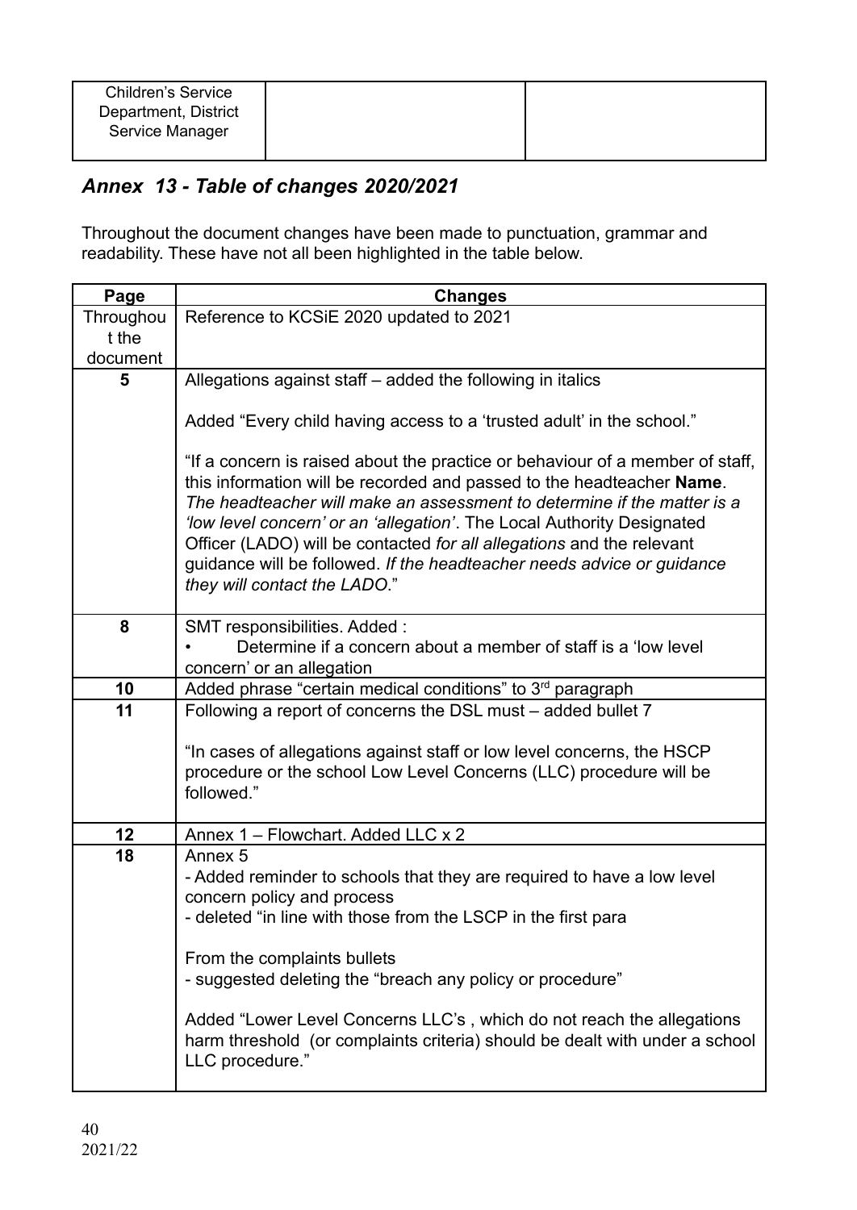| Children's Service Department, District Service Manager | | |
|---|---|---|

## *Annex 13 - Table of changes 2020/2021*

Throughout the document changes have been made to punctuation, grammar and readability. These have not all been highlighted in the table below.

| Page | Changes |
|---|---|
| Throughout the document | Reference to KCSiE 2020 updated to 2021 |
| **5** | Allegations against staff – added the following in italics<br><br>Added "Every child having access to a 'trusted adult' in the school."<br><br>"If a concern is raised about the practice or behaviour of a member of staff, this information will be recorded and passed to the headteacher **Name**. *The headteacher will make an assessment to determine if the matter is a 'low level concern' or an 'allegation'*. The Local Authority Designated Officer (LADO) will be contacted *for all allegations* and the relevant guidance will be followed. *If the headteacher needs advice or guidance they will contact the LADO*." |
| **8** | SMT responsibilities. Added :<br>• Determine if a concern about a member of staff is a 'low level concern' or an allegation |
| **10** | Added phrase "certain medical conditions" to 3rd paragraph |
| **11** | Following a report of concerns the DSL must – added bullet 7<br><br>"In cases of allegations against staff or low level concerns, the HSCP procedure or the school Low Level Concerns (LLC) procedure will be followed." |
| **12** | Annex 1 – Flowchart. Added LLC x 2 |
| **18** | Annex 5<br>- Added reminder to schools that they are required to have a low level concern policy and process<br>- deleted "in line with those from the LSCP in the first para<br><br>From the complaints bullets<br>- suggested deleting the "breach any policy or procedure"<br><br>Added "Lower Level Concerns LLC's , which do not reach the allegations harm threshold (or complaints criteria) should be dealt with under a school LLC procedure." |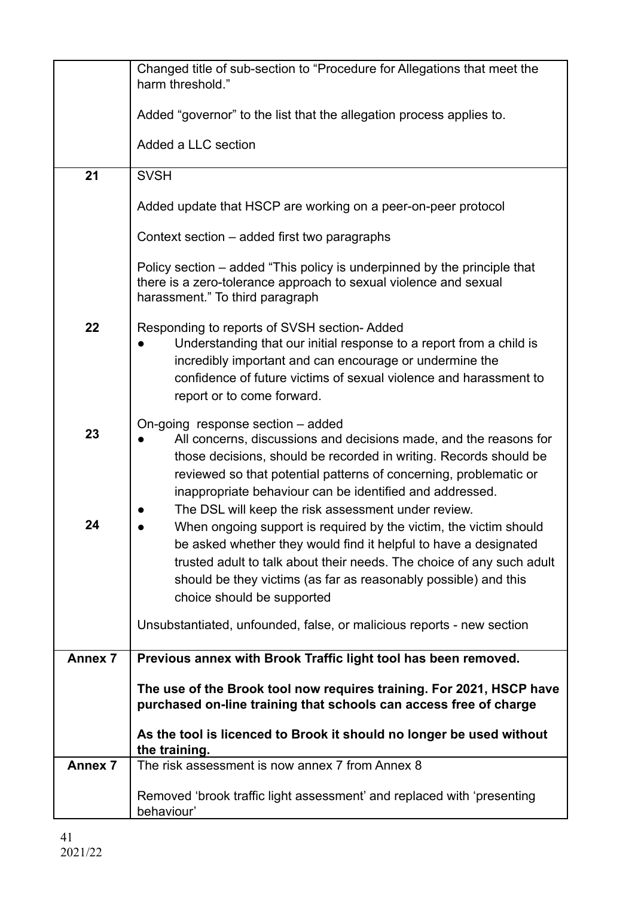| | |
|---|---|
| | Changed title of sub-section to "Procedure for Allegations that meet the harm threshold."<br><br>Added "governor" to the list that the allegation process applies to.<br><br>Added a LLC section |
| **21** | SVSH<br><br>Added update that HSCP are working on a peer-on-peer protocol<br><br>Context section – added first two paragraphs<br><br>Policy section – added "This policy is underpinned by the principle that there is a zero-tolerance approach to sexual violence and sexual harassment." To third paragraph |
| **22** | Responding to reports of SVSH section- Added<br>● Understanding that our initial response to a report from a child is incredibly important and can encourage or undermine the confidence of future victims of sexual violence and harassment to report or to come forward. |
| **23**<br><br><br><br><br>**24** | On-going response section – added<br>● All concerns, discussions and decisions made, and the reasons for those decisions, should be recorded in writing. Records should be reviewed so that potential patterns of concerning, problematic or inappropriate behaviour can be identified and addressed.<br>● The DSL will keep the risk assessment under review.<br>● When ongoing support is required by the victim, the victim should be asked whether they would find it helpful to have a designated trusted adult to talk about their needs. The choice of any such adult should be they victims (as far as reasonably possible) and this choice should be supported<br><br>Unsubstantiated, unfounded, false, or malicious reports - new section |
| **Annex 7** | **Previous annex with Brook Traffic light tool has been removed.**<br><br>**The use of the Brook tool now requires training. For 2021, HSCP have purchased on-line training that schools can access free of charge**<br><br>**As the tool is licenced to Brook it should no longer be used without the training.** |
| **Annex 7** | The risk assessment is now annex 7 from Annex 8<br><br>Removed 'brook traffic light assessment' and replaced with 'presenting behaviour' |

2021/22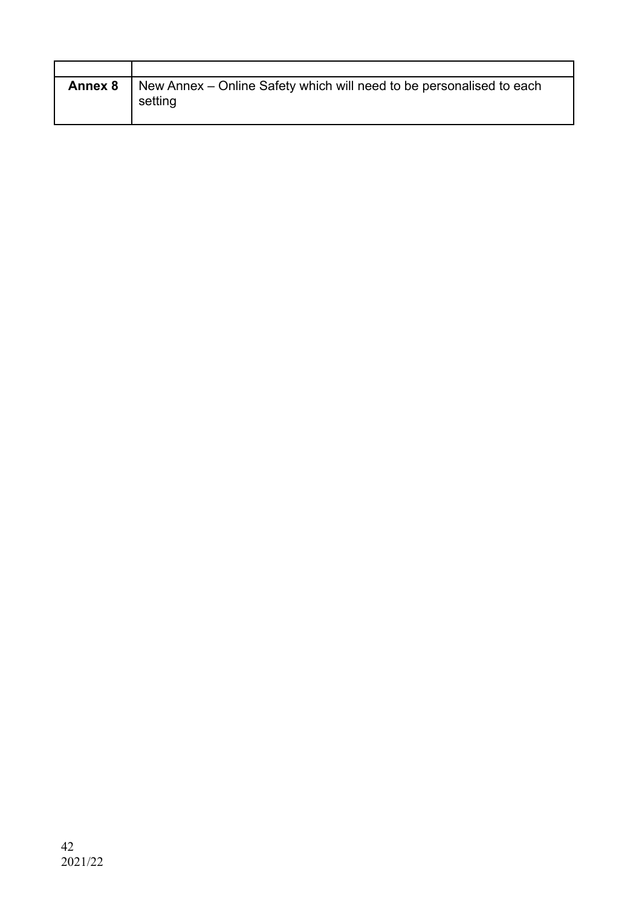| | |
|---|---|
| **Annex 8** | New Annex – Online Safety which will need to be personalised to each setting |

2021/22